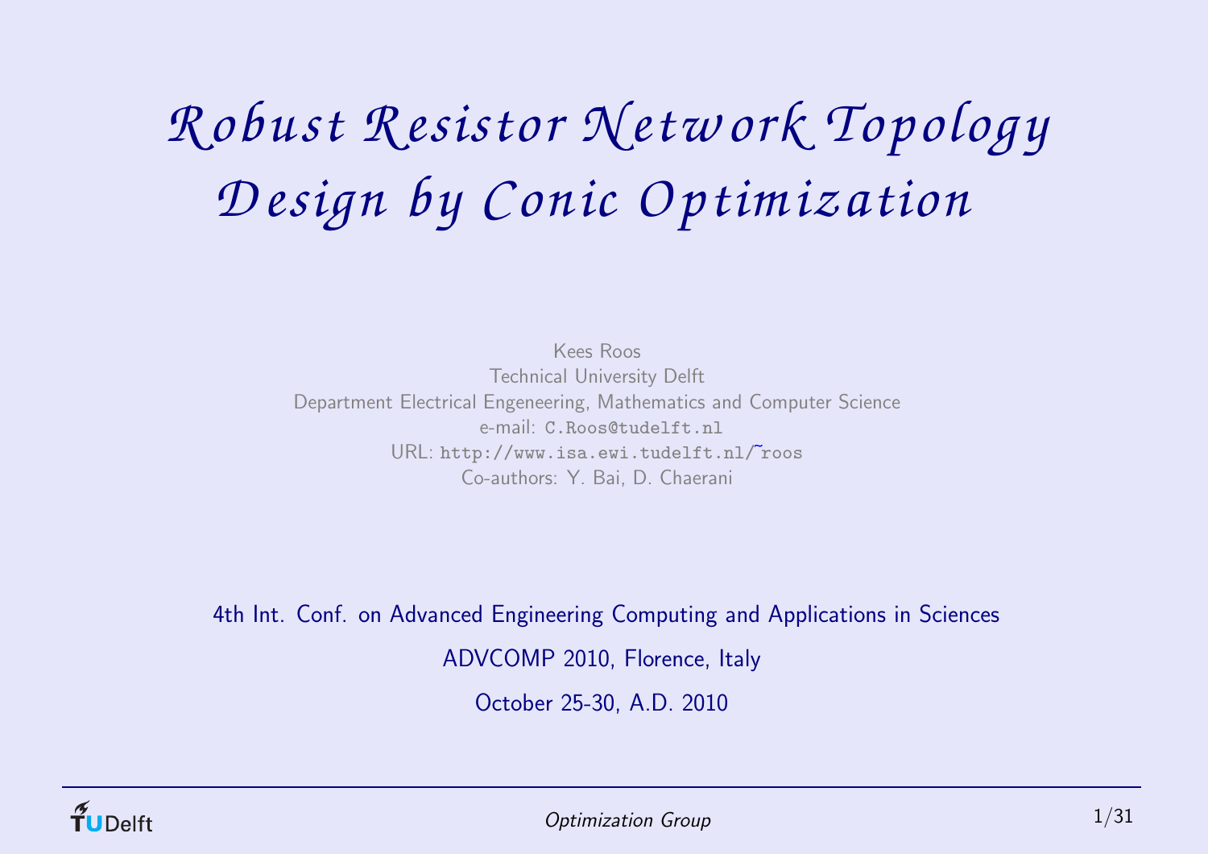# Robust Resistor Network Topology Design by Conic Optimization

Kees Roos
Technical University Delft
Department Electrical Engeneering, Mathematics and Computer Science
e-mail: C.Roos@tudelft.nl
URL: http://www.isa.ewi.tudelft.nl/~roos
Co-authors: Y. Bai, D. Chaerani

4th Int. Conf. on Advanced Engineering Computing and Applications in Sciences

ADVCOMP 2010, Florence, Italy

October 25-30, A.D. 2010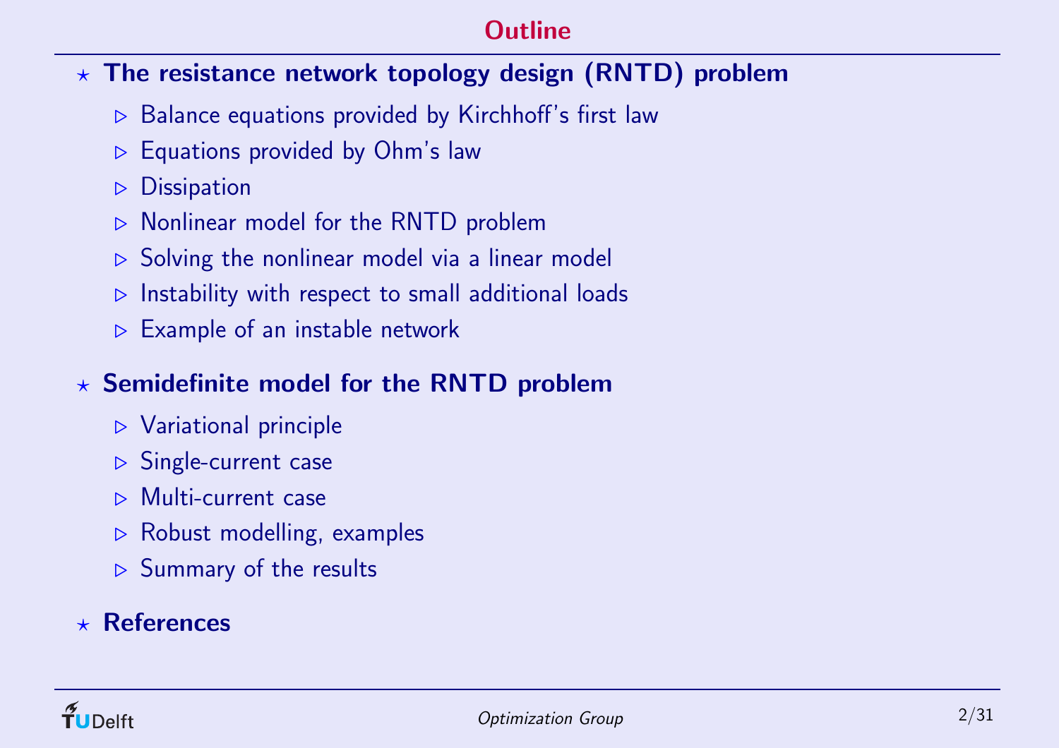# Outline

- **The resistance network topology design (RNTD) problem**
  - Balance equations provided by Kirchhoff's first law
  - Equations provided by Ohm's law
  - Dissipation
  - Nonlinear model for the RNTD problem
  - Solving the nonlinear model via a linear model
  - Instability with respect to small additional loads
  - Example of an instable network
- **Semidefinite model for the RNTD problem**
  - Variational principle
  - Single-current case
  - Multi-current case
  - Robust modelling, examples
  - Summary of the results
- **References**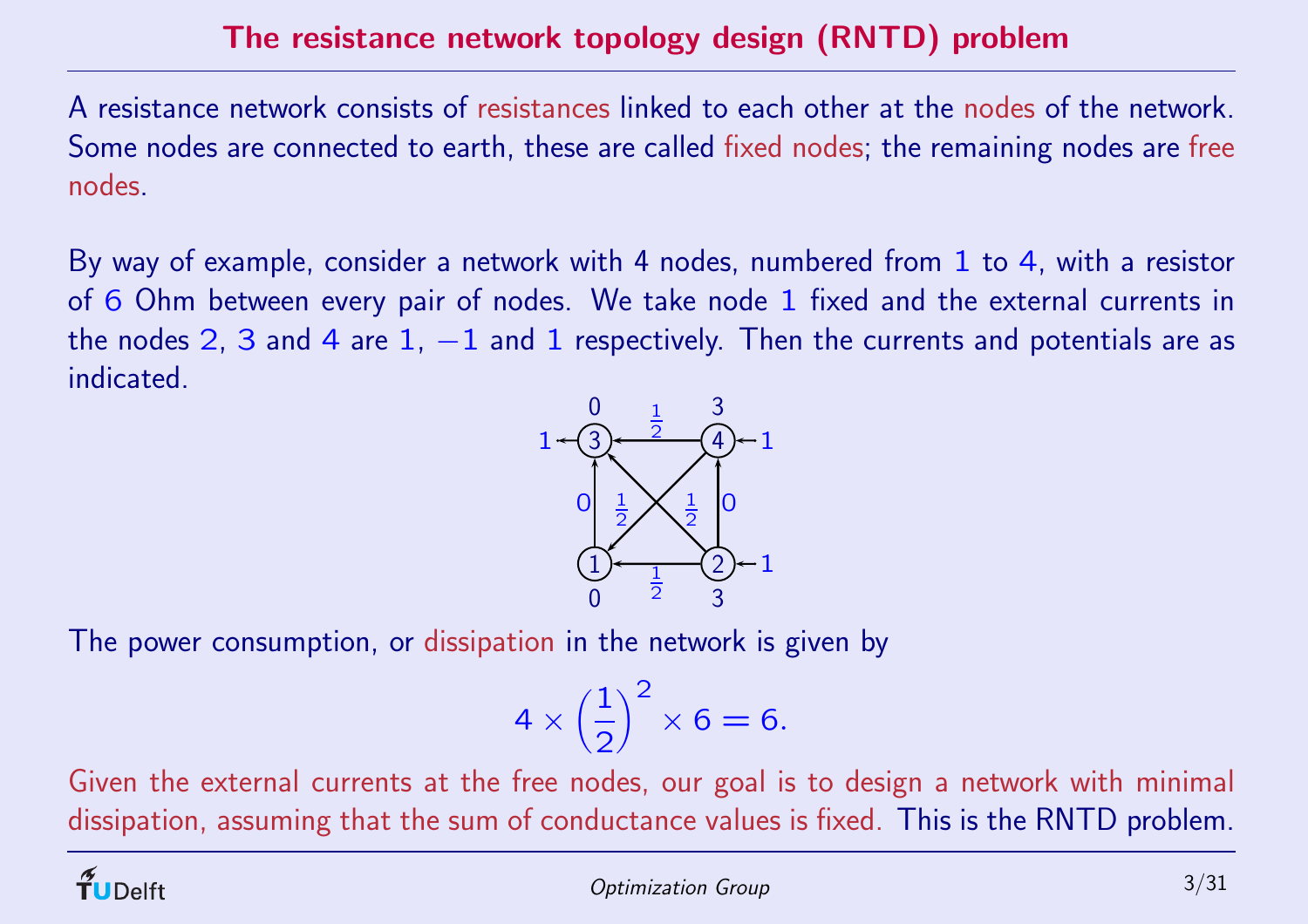# The resistance network topology design (RNTD) problem

A resistance network consists of resistances linked to each other at the nodes of the network. Some nodes are connected to earth, these are called fixed nodes; the remaining nodes are free nodes.

By way of example, consider a network with 4 nodes, numbered from 1 to 4, with a resistor of 6 Ohm between every pair of nodes. We take node 1 fixed and the external currents in the nodes 2, 3 and 4 are 1, −1 and 1 respectively. Then the currents and potentials are as indicated.

The power consumption, or dissipation in the network is given by

$$4 \times \left(\frac{1}{2}\right)^2 \times 6 = 6.$$

Given the external currents at the free nodes, our goal is to design a network with minimal dissipation, assuming that the sum of conductance values is fixed. This is the RNTD problem.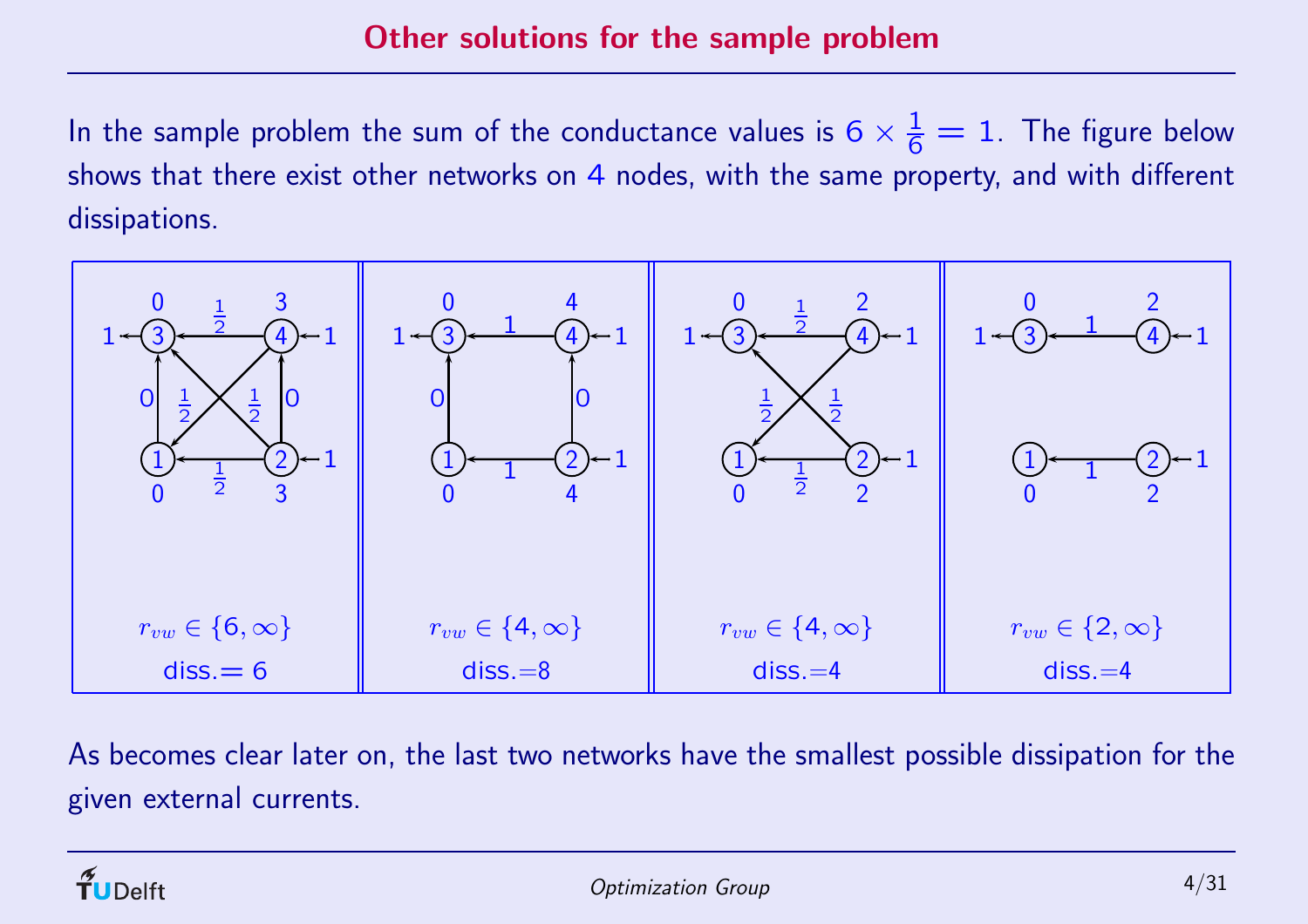# Other solutions for the sample problem

In the sample problem the sum of the conductance values is $6 \times \frac{1}{6} = 1$. The figure below shows that there exist other networks on 4 nodes, with the same property, and with different dissipations.

| | | | |
|---|---|---|---|
| $r_{vw} \in \{6, \infty\}$ | $r_{vw} \in \{4, \infty\}$ | $r_{vw} \in \{4, \infty\}$ | $r_{vw} \in \{2, \infty\}$ |
| diss.= 6 | diss.=8 | diss.=4 | diss.=4 |

As becomes clear later on, the last two networks have the smallest possible dissipation for the given external currents.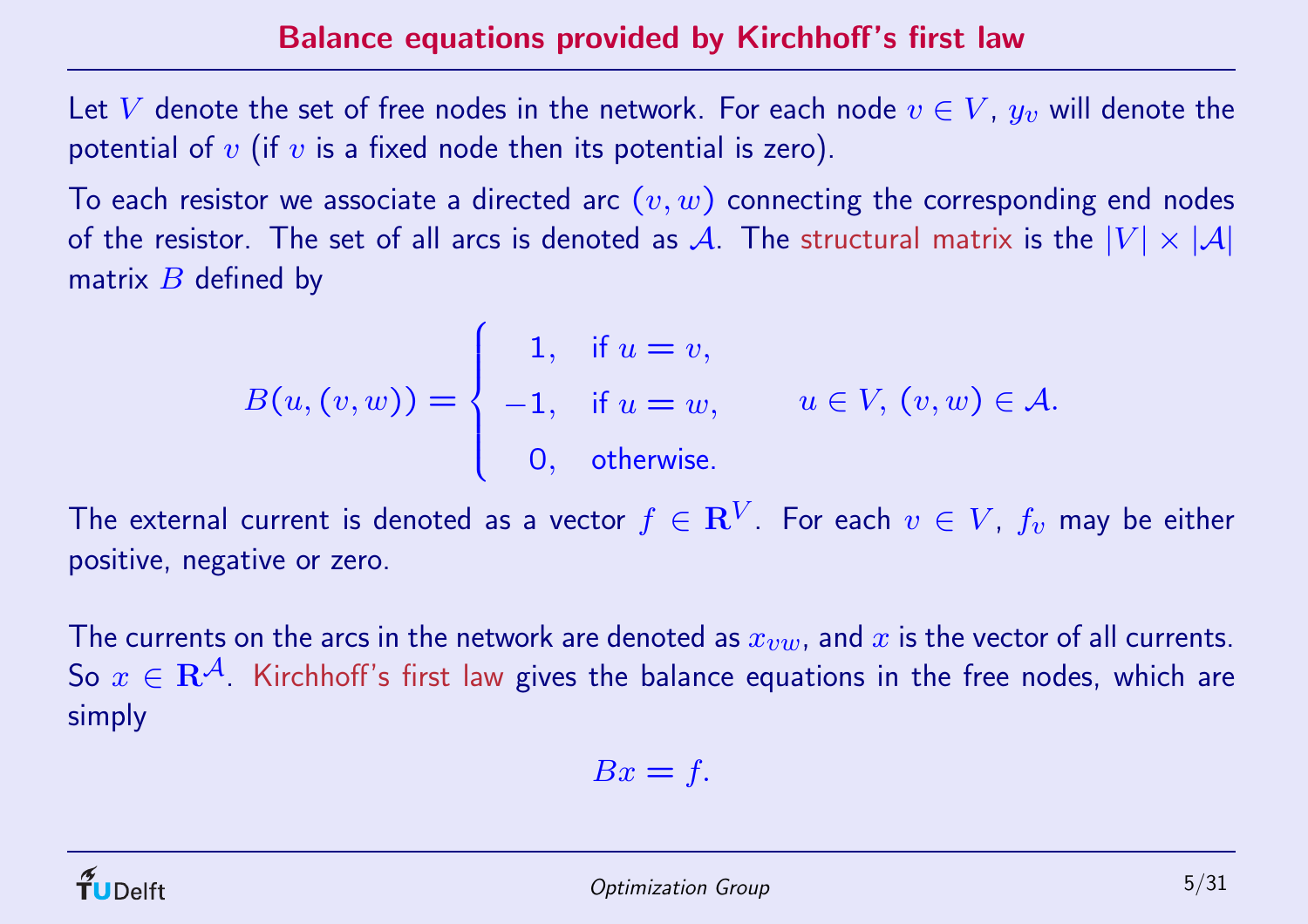# Balance equations provided by Kirchhoff's first law

Let $V$ denote the set of free nodes in the network. For each node $v \in V$, $y_v$ will denote the potential of $v$ (if $v$ is a fixed node then its potential is zero).

To each resistor we associate a directed arc $(v, w)$ connecting the corresponding end nodes of the resistor. The set of all arcs is denoted as $\mathcal{A}$. The structural matrix is the $|V| \times |\mathcal{A}|$ matrix $B$ defined by

$$B(u,(v,w)) = \begin{cases} 1, & \text{if } u = v, \\ -1, & \text{if } u = w, \\ 0, & \text{otherwise.} \end{cases} \qquad u \in V,\ (v,w) \in \mathcal{A}.$$

The external current is denoted as a vector $f \in \mathbf{R}^V$. For each $v \in V$, $f_v$ may be either positive, negative or zero.

The currents on the arcs in the network are denoted as $x_{vw}$, and $x$ is the vector of all currents. So $x \in \mathbf{R}^{\mathcal{A}}$. Kirchhoff's first law gives the balance equations in the free nodes, which are simply

$$Bx = f.$$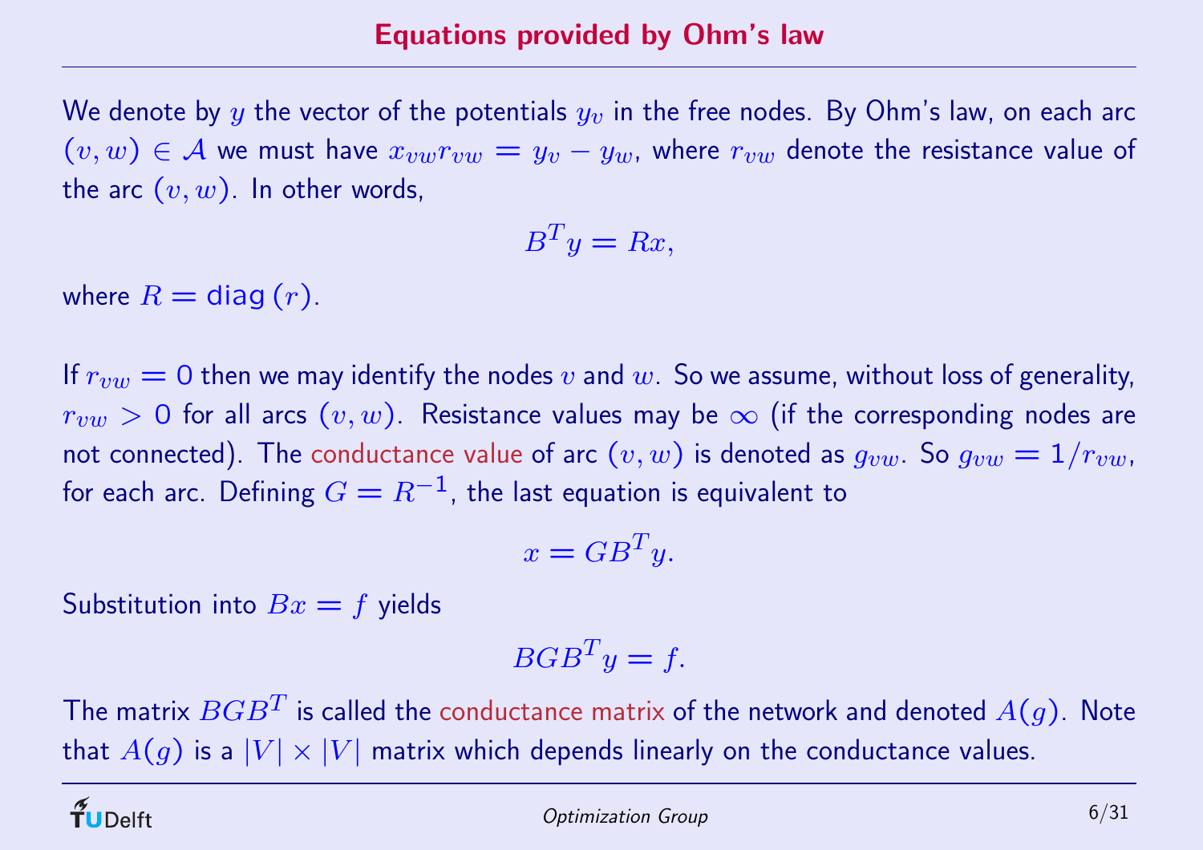# Equations provided by Ohm's law

We denote by $y$ the vector of the potentials $y_v$ in the free nodes. By Ohm's law, on each arc $(v, w) \in \mathcal{A}$ we must have $x_{vw} r_{vw} = y_v - y_w$, where $r_{vw}$ denote the resistance value of the arc $(v, w)$. In other words,

$$B^T y = Rx,$$

where $R = \text{diag}\,(r)$.

If $r_{vw} = 0$ then we may identify the nodes $v$ and $w$. So we assume, without loss of generality, $r_{vw} > 0$ for all arcs $(v, w)$. Resistance values may be $\infty$ (if the corresponding nodes are not connected). The conductance value of arc $(v, w)$ is denoted as $g_{vw}$. So $g_{vw} = 1/r_{vw}$, for each arc. Defining $G = R^{-1}$, the last equation is equivalent to

$$x = GB^T y.$$

Substitution into $Bx = f$ yields

$$BGB^T y = f.$$

The matrix $BGB^T$ is called the conductance matrix of the network and denoted $A(g)$. Note that $A(g)$ is a $|V| \times |V|$ matrix which depends linearly on the conductance values.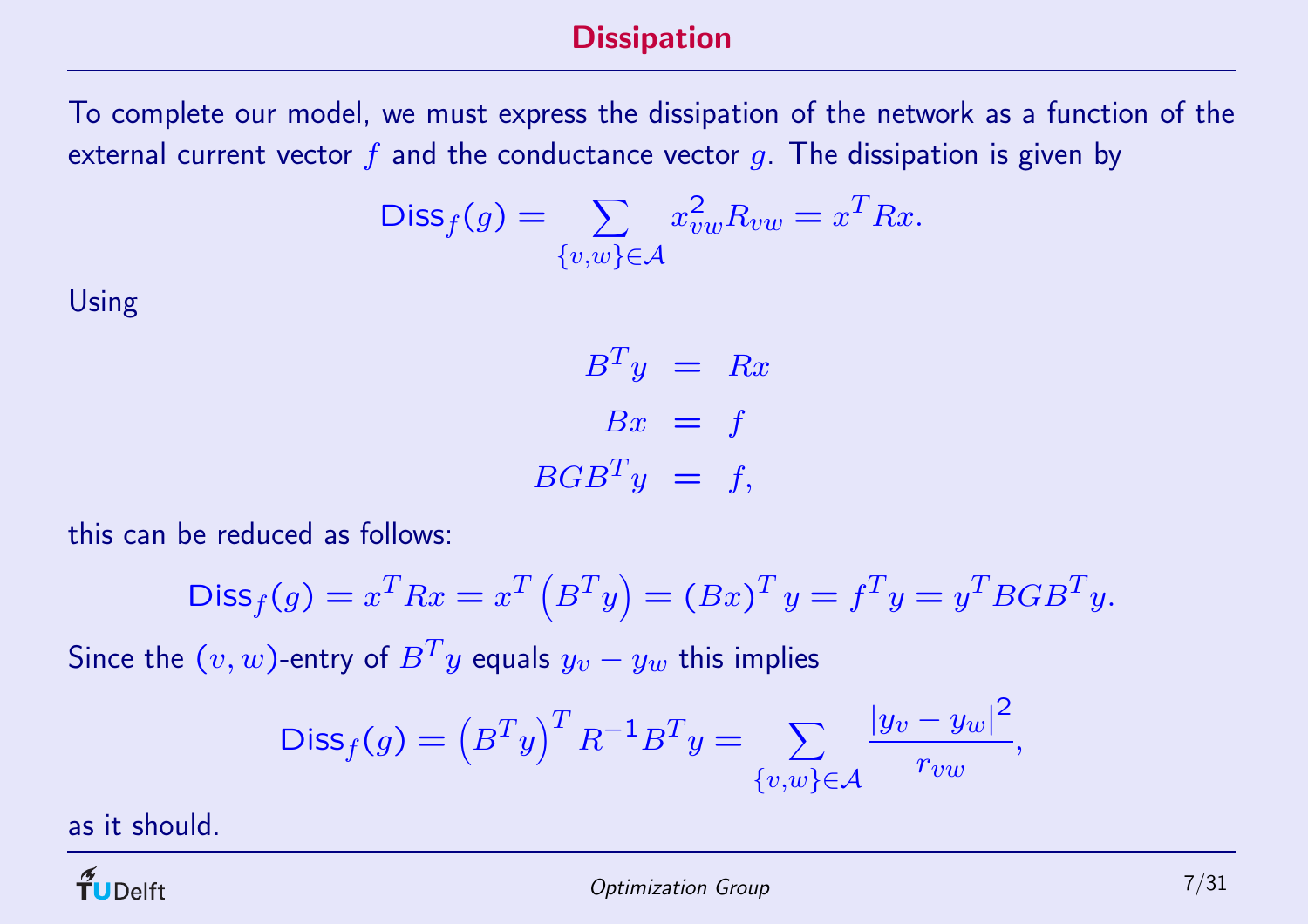# Dissipation

To complete our model, we must express the dissipation of the network as a function of the external current vector $f$ and the conductance vector $g$. The dissipation is given by

$$\mathsf{Diss}_f(g) = \sum_{\{v,w\}\in\mathcal{A}} x_{vw}^2 R_{vw} = x^T R x.$$

Using

$$\begin{aligned} B^T y &= Rx \\ Bx &= f \\ BGB^T y &= f, \end{aligned}$$

this can be reduced as follows:

$$\mathsf{Diss}_f(g) = x^T R x = x^T \left(B^T y\right) = (Bx)^T y = f^T y = y^T BGB^T y.$$

Since the $(v, w)$-entry of $B^T y$ equals $y_v - y_w$ this implies

$$\mathsf{Diss}_f(g) = \left(B^T y\right)^T R^{-1} B^T y = \sum_{\{v,w\}\in\mathcal{A}} \frac{|y_v - y_w|^2}{r_{vw}},$$

as it should.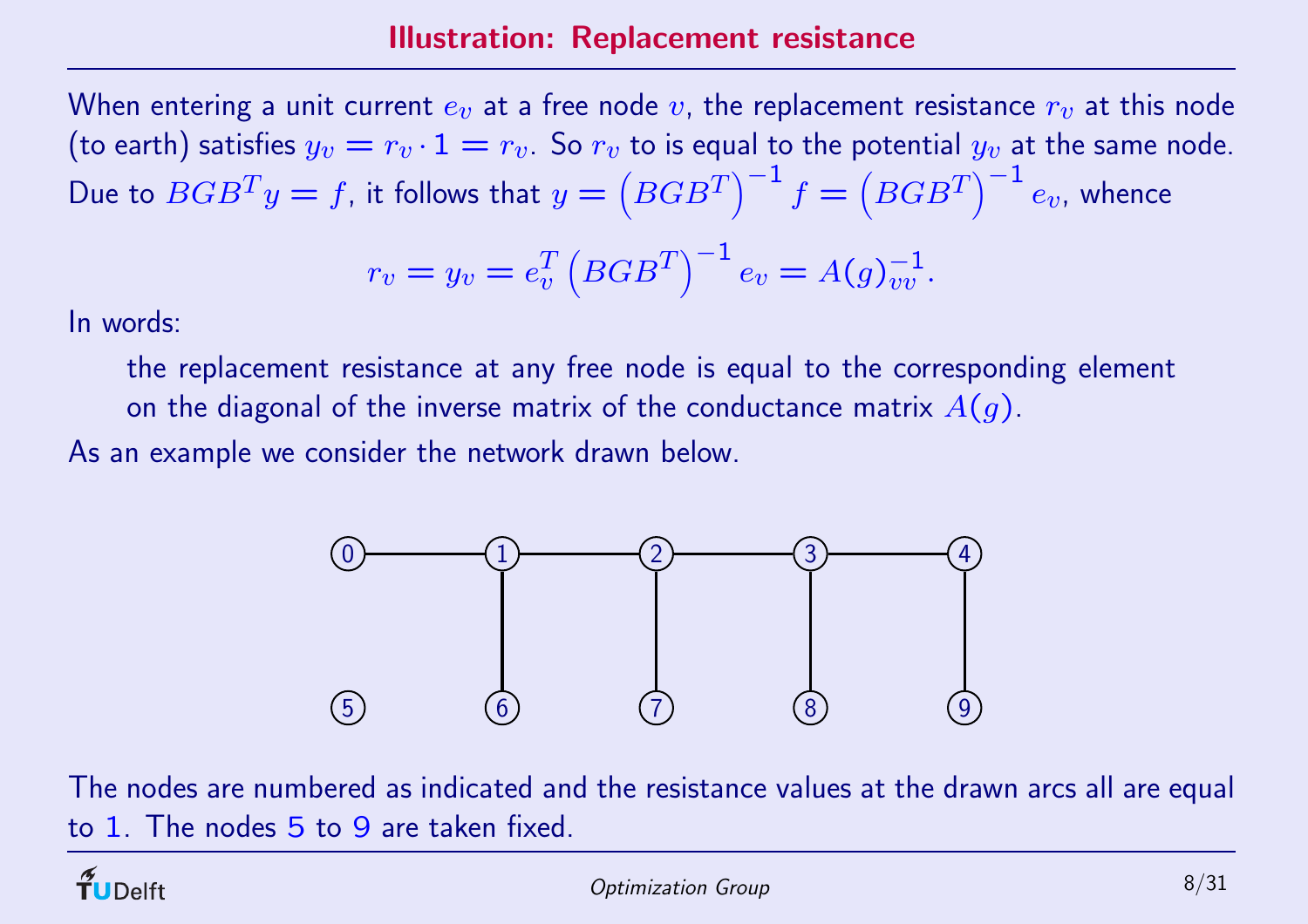## Illustration: Replacement resistance

When entering a unit current $e_v$ at a free node $v$, the replacement resistance $r_v$ at this node (to earth) satisfies $y_v = r_v \cdot 1 = r_v$. So $r_v$ to is equal to the potential $y_v$ at the same node. Due to $BGB^T y = f$, it follows that $y = \left(BGB^T\right)^{-1} f = \left(BGB^T\right)^{-1} e_v$, whence

$$r_v = y_v = e_v^T \left(BGB^T\right)^{-1} e_v = A(g)^{-1}_{vv}.$$

In words:

> the replacement resistance at any free node is equal to the corresponding element on the diagonal of the inverse matrix of the conductance matrix $A(g)$.

As an example we consider the network drawn below.

The nodes are numbered as indicated and the resistance values at the drawn arcs all are equal to 1. The nodes 5 to 9 are taken fixed.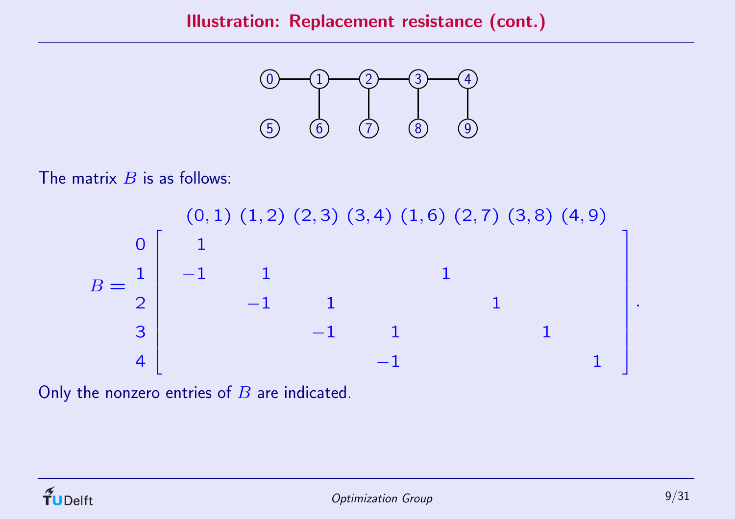## Illustration: Replacement resistance (cont.)

The matrix $B$ is as follows:

$$
B = \begin{array}{c} \\ 0 \\ 1 \\ 2 \\ 3 \\ 4 \end{array}
\begin{array}{cccccccc}
(0,1) & (1,2) & (2,3) & (3,4) & (1,6) & (2,7) & (3,8) & (4,9) \\
\hline
1 & & & & & & & \\
-1 & 1 & & & 1 & & & \\
 & -1 & 1 & & & 1 & & \\
 & & -1 & 1 & & & 1 & \\
 & & & -1 & & & & 1
\end{array}.
$$

Only the nonzero entries of $B$ are indicated.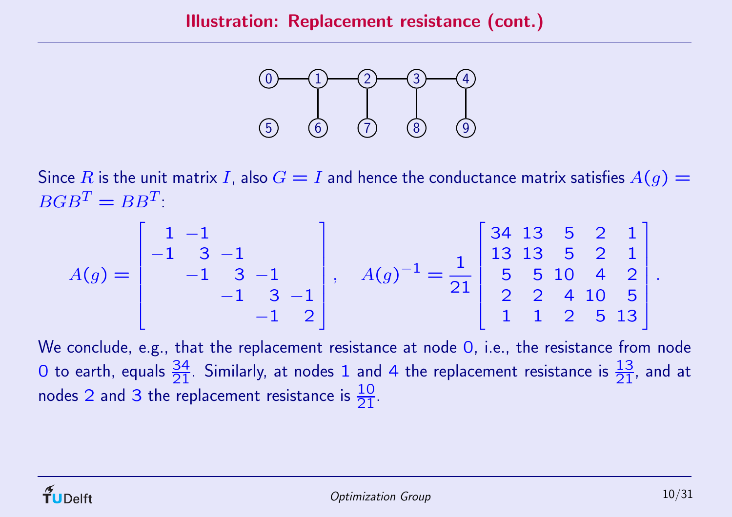# Illustration: Replacement resistance (cont.)

Since $R$ is the unit matrix $I$, also $G = I$ and hence the conductance matrix satisfies $A(g) = BGB^T = BB^T$:

$$A(g) = \begin{bmatrix} 1 & -1 & & & \\ -1 & 3 & -1 & & \\ & -1 & 3 & -1 & \\ & & -1 & 3 & -1 \\ & & & -1 & 2 \end{bmatrix}, \quad A(g)^{-1} = \frac{1}{21}\begin{bmatrix} 34 & 13 & 5 & 2 & 1 \\ 13 & 13 & 5 & 2 & 1 \\ 5 & 5 & 10 & 4 & 2 \\ 2 & 2 & 4 & 10 & 5 \\ 1 & 1 & 2 & 5 & 13 \end{bmatrix}.$$

We conclude, e.g., that the replacement resistance at node 0, i.e., the resistance from node 0 to earth, equals $\frac{34}{21}$. Similarly, at nodes 1 and 4 the replacement resistance is $\frac{13}{21}$, and at nodes 2 and 3 the replacement resistance is $\frac{10}{21}$.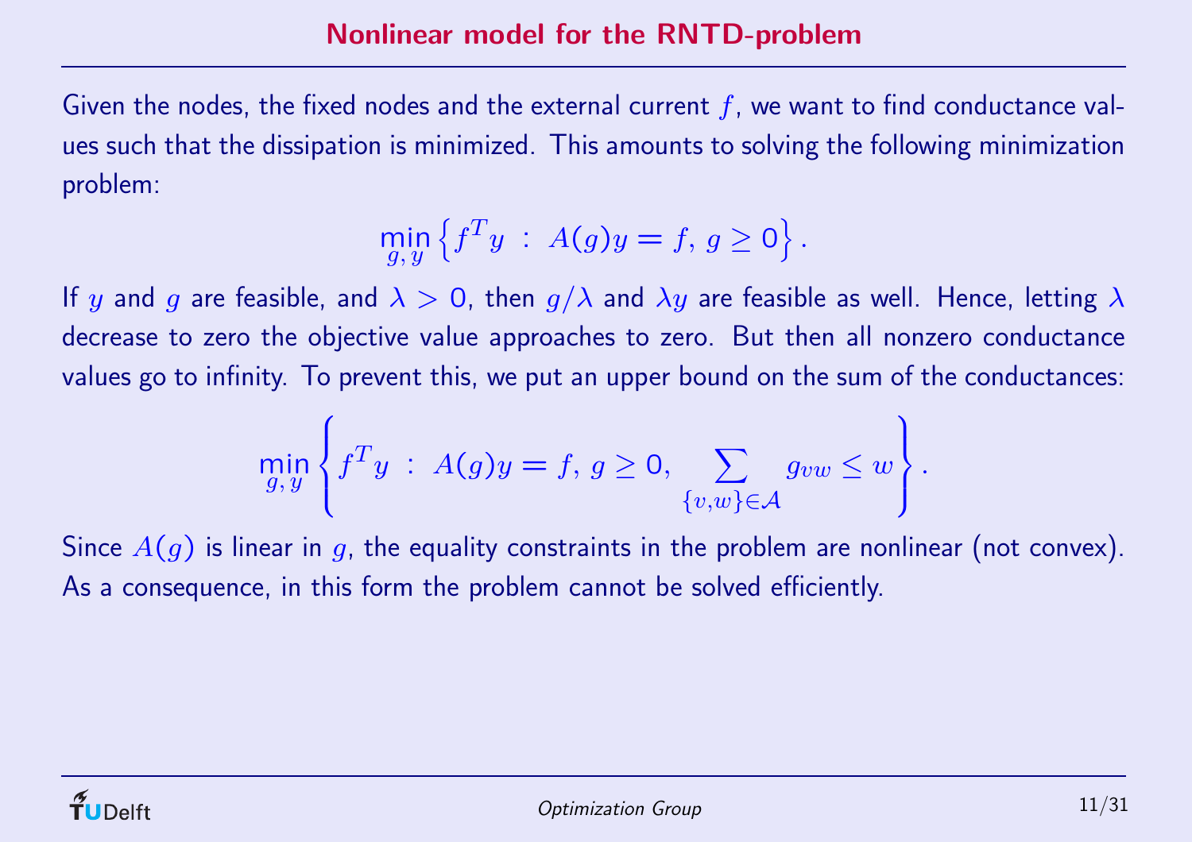# Nonlinear model for the RNTD-problem

Given the nodes, the fixed nodes and the external current $f$, we want to find conductance values such that the dissipation is minimized. This amounts to solving the following minimization problem:

$$\min_{g,\,y} \left\{ f^T y \;:\; A(g)y = f,\, g \geq 0 \right\}.$$

If $y$ and $g$ are feasible, and $\lambda > 0$, then $g/\lambda$ and $\lambda y$ are feasible as well. Hence, letting $\lambda$ decrease to zero the objective value approaches to zero. But then all nonzero conductance values go to infinity. To prevent this, we put an upper bound on the sum of the conductances:

$$\min_{g,\,y} \left\{ f^T y \;:\; A(g)y = f,\, g \geq 0,\, \sum_{\{v,w\} \in \mathcal{A}} g_{vw} \leq w \right\}.$$

Since $A(g)$ is linear in $g$, the equality constraints in the problem are nonlinear (not convex). As a consequence, in this form the problem cannot be solved efficiently.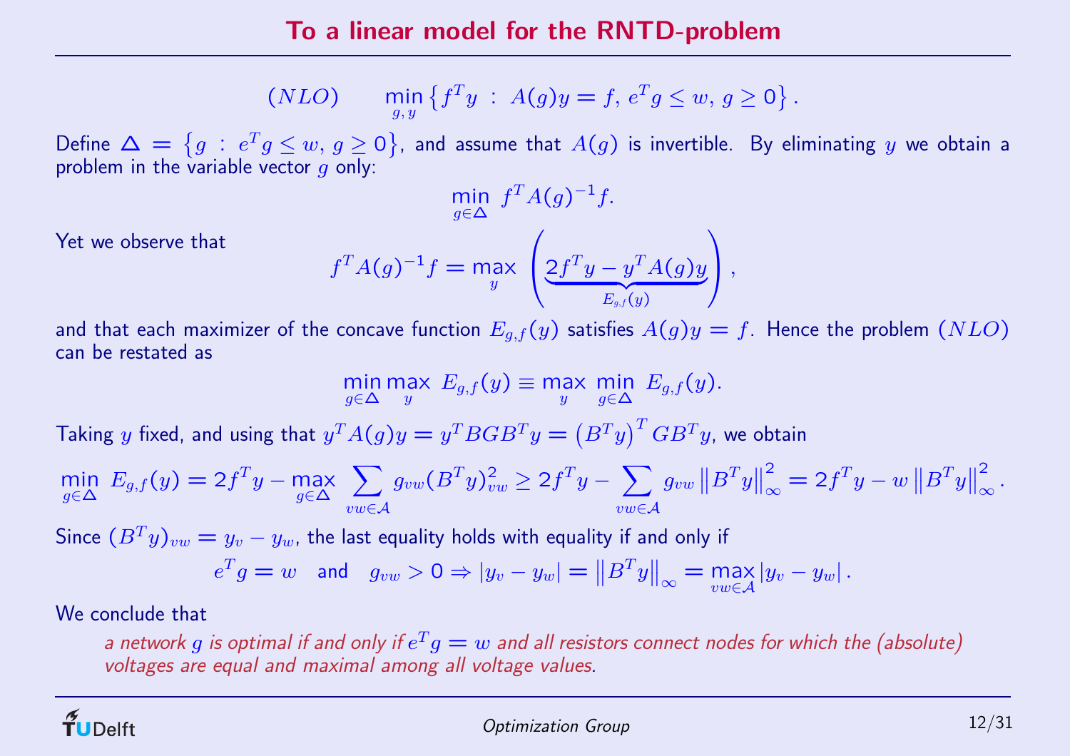# To a linear model for the RNTD-problem

$$(NLO) \qquad \min_{g,\,y} \left\{ f^T y \;:\; A(g)y = f,\, e^T g \le w,\, g \ge 0 \right\}.$$

Define $\Delta = \left\{ g \;:\; e^T g \le w,\, g \ge 0 \right\}$, and assume that $A(g)$ is invertible. By eliminating $y$ we obtain a problem in the variable vector $g$ only:

$$\min_{g \in \Delta} \; f^T A(g)^{-1} f.$$

Yet we observe that

$$f^T A(g)^{-1} f = \max_y \left( \underbrace{2 f^T y - y^T A(g) y}_{E_{g,f}(y)} \right),$$

and that each maximizer of the concave function $E_{g,f}(y)$ satisfies $A(g)y = f$. Hence the problem $(NLO)$ can be restated as

$$\min_{g \in \Delta} \max_y \; E_{g,f}(y) \equiv \max_y \; \min_{g \in \Delta} \; E_{g,f}(y).$$

Taking $y$ fixed, and using that $y^T A(g) y = y^T B G B^T y = \left(B^T y\right)^T G B^T y$, we obtain

$$\min_{g \in \Delta} \; E_{g,f}(y) = 2 f^T y - \max_{g \in \Delta} \sum_{vw \in \mathcal{A}} g_{vw} (B^T y)^2_{vw} \ge 2 f^T y - \sum_{vw \in \mathcal{A}} g_{vw} \left\| B^T y \right\|_\infty^2 = 2 f^T y - w \left\| B^T y \right\|_\infty^2.$$

Since $(B^T y)_{vw} = y_v - y_w$, the last equality holds with equality if and only if

$$e^T g = w \quad \text{and} \quad g_{vw} > 0 \Rightarrow |y_v - y_w| = \left\| B^T y \right\|_\infty = \max_{vw \in \mathcal{A}} |y_v - y_w|.$$

We conclude that

*a network $g$ is optimal if and only if $e^T g = w$ and all resistors connect nodes for which the (absolute) voltages are equal and maximal among all voltage values.*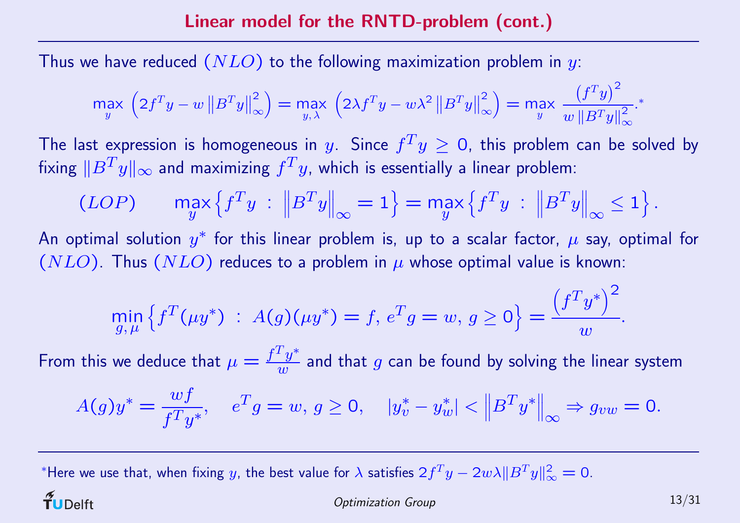# Linear model for the RNTD-problem (cont.)

Thus we have reduced $(NLO)$ to the following maximization problem in $y$:

$$\max_{y} \left(2f^T y - w \left\|B^T y\right\|_\infty^2\right) = \max_{y,\lambda} \left(2\lambda f^T y - w\lambda^2 \left\|B^T y\right\|_\infty^2\right) = \max_{y} \frac{\left(f^T y\right)^2}{w\left\|B^T y\right\|_\infty^2}.^*$$

The last expression is homogeneous in $y$. Since $f^T y \geq 0$, this problem can be solved by fixing $\|B^T y\|_\infty$ and maximizing $f^T y$, which is essentially a linear problem:

$$(LOP) \qquad \max_{y}\left\{f^T y \;:\; \left\|B^T y\right\|_\infty = 1\right\} = \max_{y}\left\{f^T y \;:\; \left\|B^T y\right\|_\infty \leq 1\right\}.$$

An optimal solution $y^*$ for this linear problem is, up to a scalar factor, $\mu$ say, optimal for $(NLO)$. Thus $(NLO)$ reduces to a problem in $\mu$ whose optimal value is known:

$$\min_{g,\,\mu}\left\{f^T(\mu y^*) \;:\; A(g)(\mu y^*) = f,\, e^T g = w,\, g \geq 0\right\} = \frac{\left(f^T y^*\right)^2}{w}.$$

From this we deduce that $\mu = \frac{f^T y^*}{w}$ and that $g$ can be found by solving the linear system

$$A(g)y^* = \frac{wf}{f^T y^*}, \quad e^T g = w,\, g \geq 0, \quad |y_v^* - y_w^*| < \left\|B^T y^*\right\|_\infty \Rightarrow g_{vw} = 0.$$

---

*Here we use that, when fixing $y$, the best value for $\lambda$ satisfies $2f^T y - 2w\lambda\|B^T y\|_\infty^2 = 0$.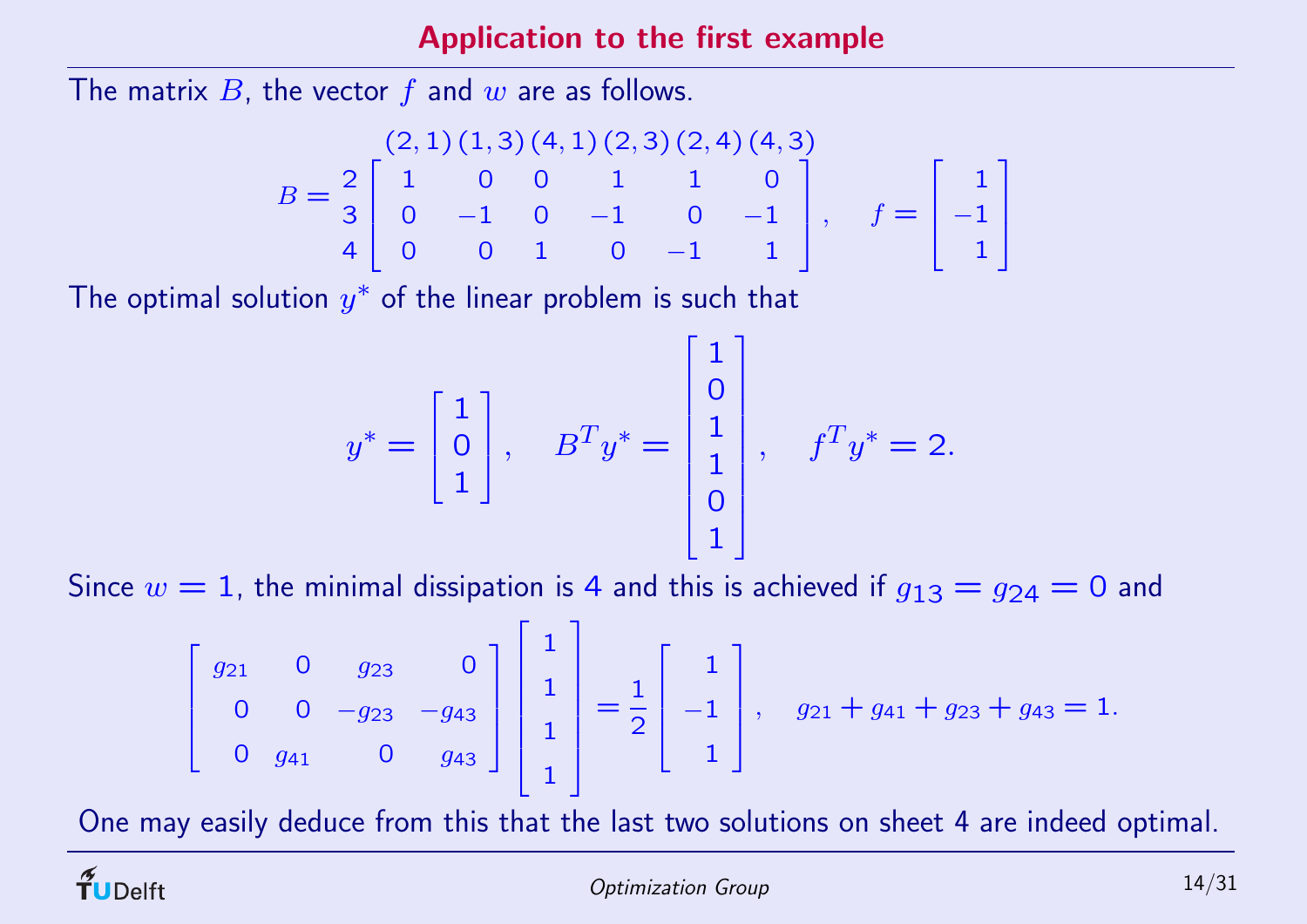## Application to the first example

The matrix $B$, the vector $f$ and $w$ are as follows.

$$B = \begin{array}{c} \\ 2 \\ 3 \\ 4 \end{array} \begin{array}{c} \begin{array}{cccccc} (2,1) & (1,3) & (4,1) & (2,3) & (2,4) & (4,3) \end{array} \\ \left[\begin{array}{cccccc} 1 & 0 & 0 & 1 & 1 & 0 \\ 0 & -1 & 0 & -1 & 0 & -1 \\ 0 & 0 & 1 & 0 & -1 & 1 \end{array}\right] \end{array}, \quad f = \begin{bmatrix} 1 \\ -1 \\ 1 \end{bmatrix}$$

The optimal solution $y^*$ of the linear problem is such that

$$y^* = \begin{bmatrix} 1 \\ 0 \\ 1 \end{bmatrix}, \quad B^T y^* = \begin{bmatrix} 1 \\ 0 \\ 1 \\ 1 \\ 0 \\ 1 \end{bmatrix}, \quad f^T y^* = 2.$$

Since $w = 1$, the minimal dissipation is $4$ and this is achieved if $g_{13} = g_{24} = 0$ and

$$\begin{bmatrix} g_{21} & 0 & g_{23} & 0 \\ 0 & 0 & -g_{23} & -g_{43} \\ 0 & g_{41} & 0 & g_{43} \end{bmatrix} \begin{bmatrix} 1 \\ 1 \\ 1 \\ 1 \end{bmatrix} = \frac{1}{2} \begin{bmatrix} 1 \\ -1 \\ 1 \end{bmatrix}, \quad g_{21} + g_{41} + g_{23} + g_{43} = 1.$$

One may easily deduce from this that the last two solutions on sheet 4 are indeed optimal.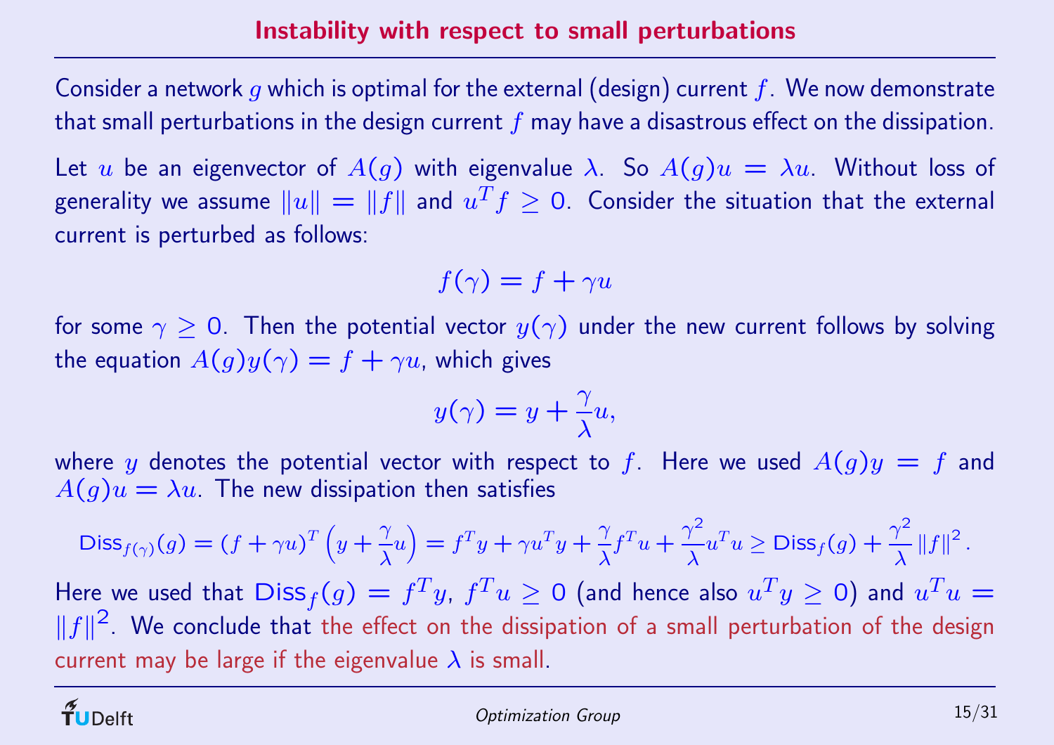# Instability with respect to small perturbations

Consider a network $g$ which is optimal for the external (design) current $f$. We now demonstrate that small perturbations in the design current $f$ may have a disastrous effect on the dissipation.

Let $u$ be an eigenvector of $A(g)$ with eigenvalue $\lambda$. So $A(g)u = \lambda u$. Without loss of generality we assume $\|u\| = \|f\|$ and $u^T f \geq 0$. Consider the situation that the external current is perturbed as follows:

$$f(\gamma) = f + \gamma u$$

for some $\gamma \geq 0$. Then the potential vector $y(\gamma)$ under the new current follows by solving the equation $A(g)y(\gamma) = f + \gamma u$, which gives

$$y(\gamma) = y + \frac{\gamma}{\lambda} u,$$

where $y$ denotes the potential vector with respect to $f$. Here we used $A(g)y = f$ and $A(g)u = \lambda u$. The new dissipation then satisfies

$$\text{Diss}_{f(\gamma)}(g) = (f + \gamma u)^T \left( y + \frac{\gamma}{\lambda} u \right) = f^T y + \gamma u^T y + \frac{\gamma}{\lambda} f^T u + \frac{\gamma^2}{\lambda} u^T u \geq \text{Diss}_f(g) + \frac{\gamma^2}{\lambda} \|f\|^2.$$

Here we used that $\text{Diss}_f(g) = f^T y$, $f^T u \geq 0$ (and hence also $u^T y \geq 0$) and $u^T u = \|f\|^2$. We conclude that the effect on the dissipation of a small perturbation of the design current may be large if the eigenvalue $\lambda$ is small.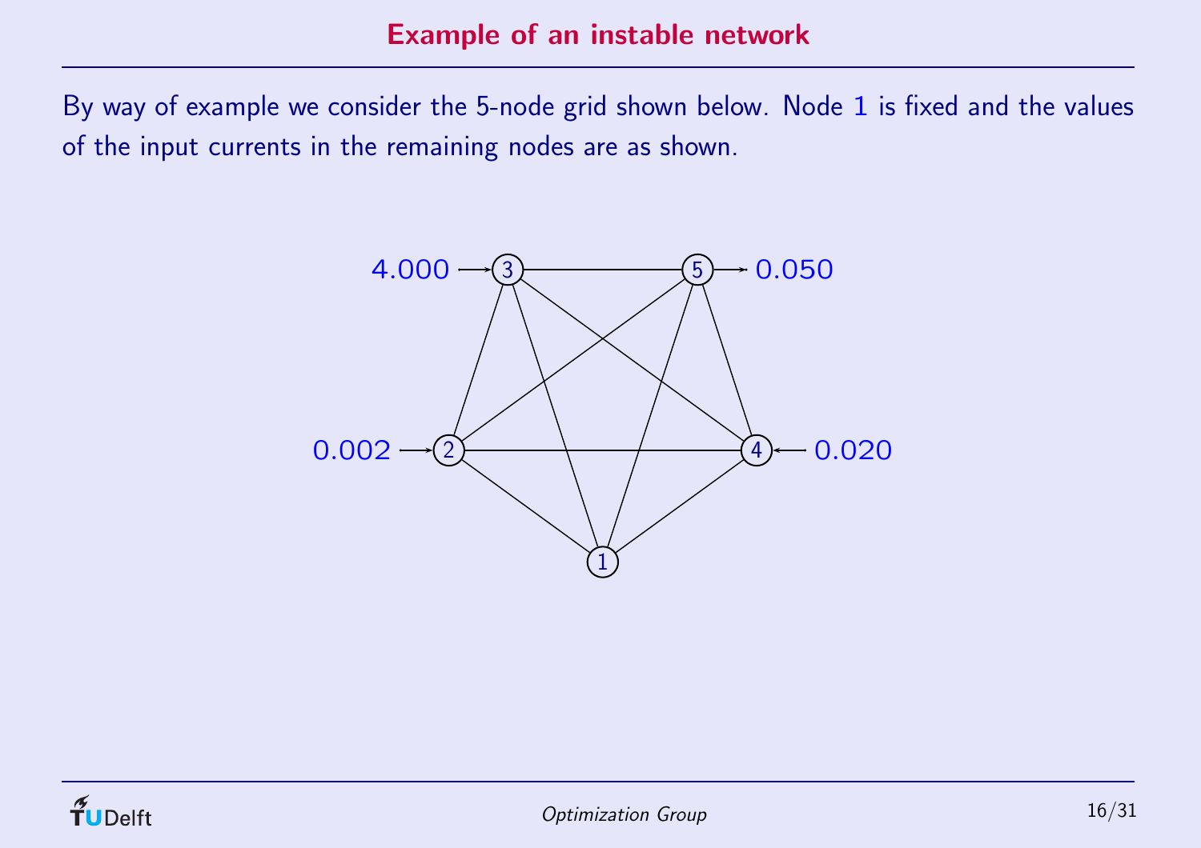## Example of an instable network

By way of example we consider the 5-node grid shown below. Node 1 is fixed and the values of the input currents in the remaining nodes are as shown.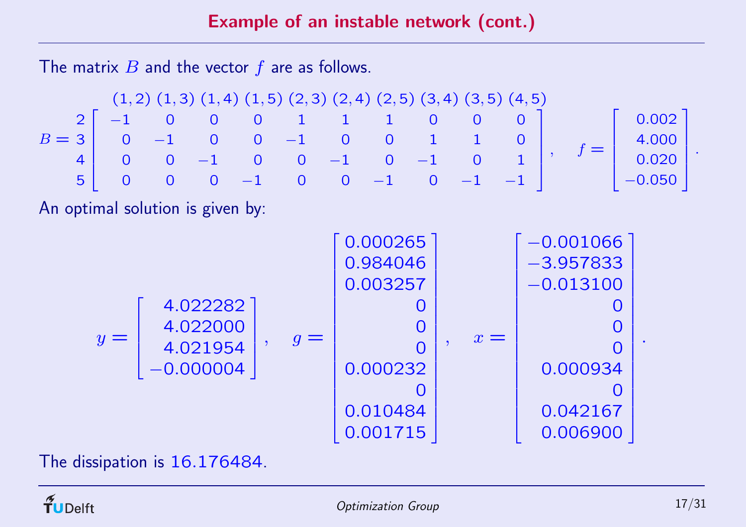## Example of an instable network (cont.)

The matrix $B$ and the vector $f$ are as follows.

$$
B = \begin{array}{c} \\ 2 \\ 3 \\ 4 \\ 5 \end{array}
\begin{array}{c}
\begin{array}{cccccccccc} (1,2) & (1,3) & (1,4) & (1,5) & (2,3) & (2,4) & (2,5) & (3,4) & (3,5) & (4,5) \end{array} \\
\left[\begin{array}{cccccccccc}
-1 & 0 & 0 & 0 & 1 & 1 & 1 & 0 & 0 & 0 \\
0 & -1 & 0 & 0 & -1 & 0 & 0 & 1 & 1 & 0 \\
0 & 0 & -1 & 0 & 0 & -1 & 0 & -1 & 0 & 1 \\
0 & 0 & 0 & -1 & 0 & 0 & -1 & 0 & -1 & -1
\end{array}\right]
\end{array}, \quad
f = \begin{bmatrix} 0.002 \\ 4.000 \\ 0.020 \\ -0.050 \end{bmatrix}.
$$

An optimal solution is given by:

$$
y = \begin{bmatrix} 4.022282 \\ 4.022000 \\ 4.021954 \\ -0.000004 \end{bmatrix}, \quad
g = \begin{bmatrix} 0.000265 \\ 0.984046 \\ 0.003257 \\ 0 \\ 0 \\ 0 \\ 0.000232 \\ 0 \\ 0.010484 \\ 0.001715 \end{bmatrix}, \quad
x = \begin{bmatrix} -0.001066 \\ -3.957833 \\ -0.013100 \\ 0 \\ 0 \\ 0 \\ 0.000934 \\ 0 \\ 0.042167 \\ 0.006900 \end{bmatrix}.
$$

The dissipation is 16.176484.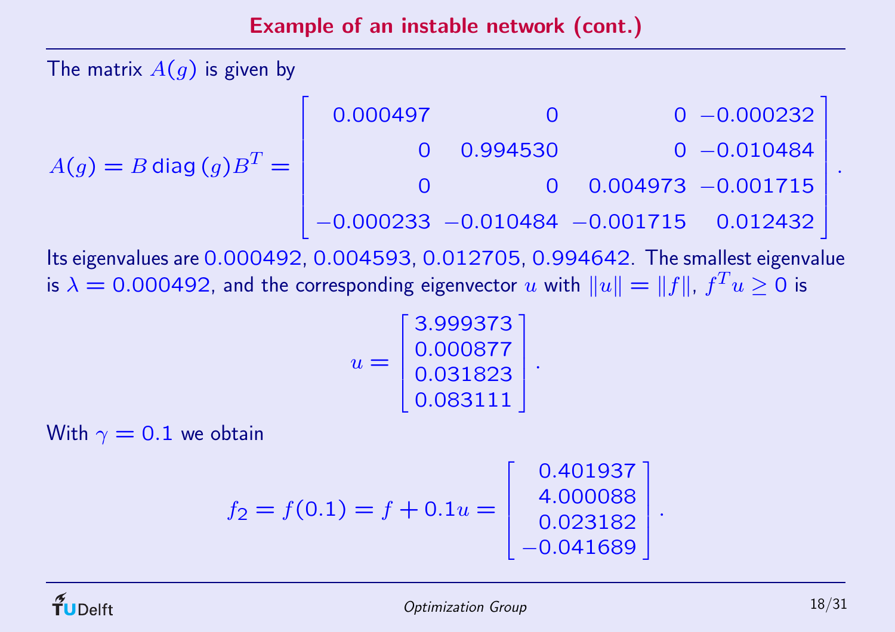## Example of an instable network (cont.)

The matrix $A(g)$ is given by

$$A(g) = B\,\mathrm{diag}\,(g) B^T = \begin{bmatrix} 0.000497 & 0 & 0 & -0.000232 \\ 0 & 0.994530 & 0 & -0.010484 \\ 0 & 0 & 0.004973 & -0.001715 \\ -0.000233 & -0.010484 & -0.001715 & 0.012432 \end{bmatrix}.$$

Its eigenvalues are $0.000492$, $0.004593$, $0.012705$, $0.994642$. The smallest eigenvalue is $\lambda = 0.000492$, and the corresponding eigenvector $u$ with $\|u\| = \|f\|$, $f^T u \geq 0$ is

$$u = \begin{bmatrix} 3.999373 \\ 0.000877 \\ 0.031823 \\ 0.083111 \end{bmatrix}.$$

With $\gamma = 0.1$ we obtain

$$f_2 = f(0.1) = f + 0.1u = \begin{bmatrix} 0.401937 \\ 4.000088 \\ 0.023182 \\ -0.041689 \end{bmatrix}.$$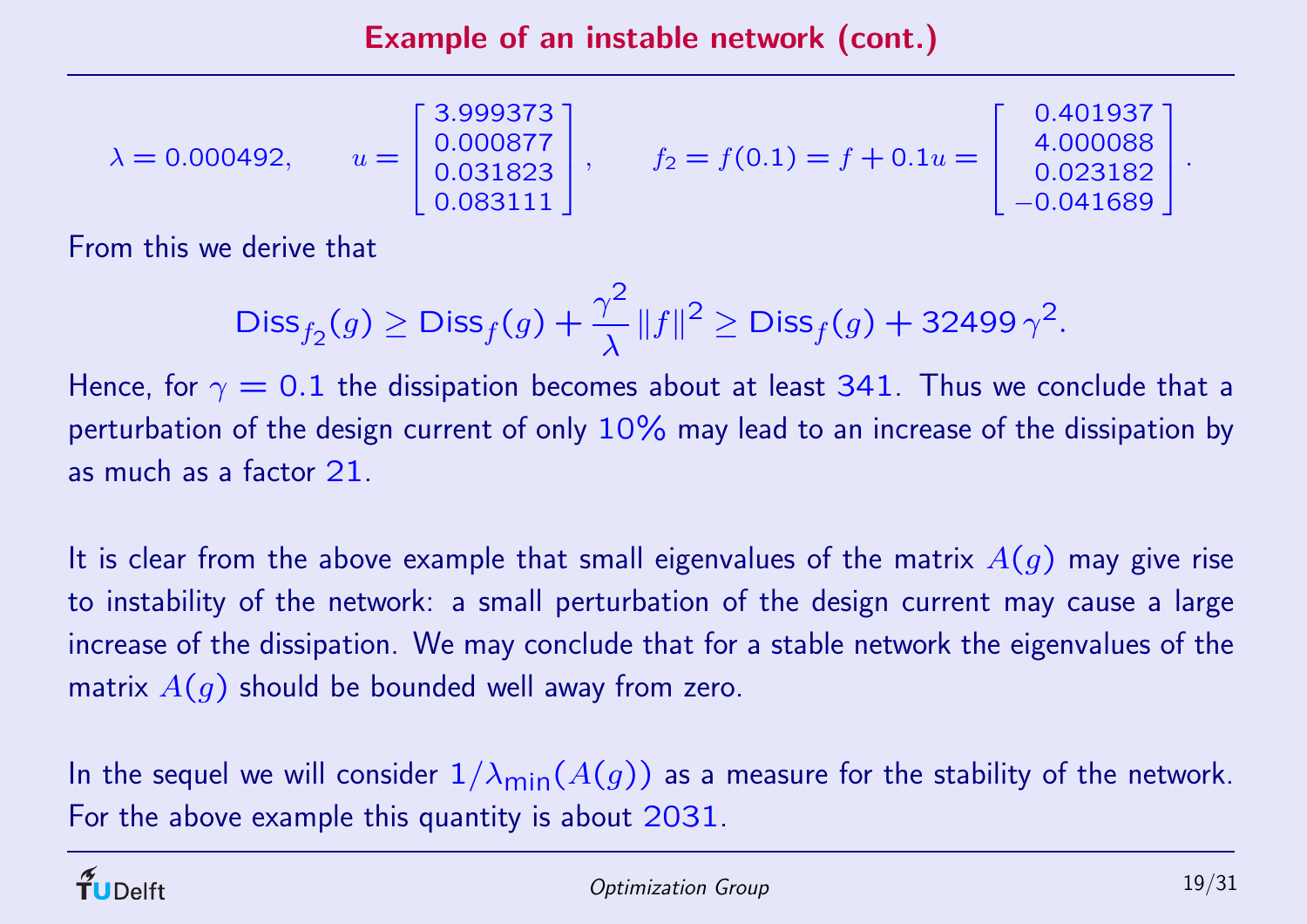## Example of an instable network (cont.)

$$\lambda = 0.000492, \qquad u = \begin{bmatrix} 3.999373 \\ 0.000877 \\ 0.031823 \\ 0.083111 \end{bmatrix}, \qquad f_2 = f(0.1) = f + 0.1u = \begin{bmatrix} 0.401937 \\ 4.000088 \\ 0.023182 \\ -0.041689 \end{bmatrix}.$$

From this we derive that

$$\mathrm{Diss}_{f_2}(g) \geq \mathrm{Diss}_f(g) + \frac{\gamma^2}{\lambda} \|f\|^2 \geq \mathrm{Diss}_f(g) + 32499\,\gamma^2.$$

Hence, for $\gamma = 0.1$ the dissipation becomes about at least 341. Thus we conclude that a perturbation of the design current of only 10% may lead to an increase of the dissipation by as much as a factor 21.

It is clear from the above example that small eigenvalues of the matrix $A(g)$ may give rise to instability of the network: a small perturbation of the design current may cause a large increase of the dissipation. We may conclude that for a stable network the eigenvalues of the matrix $A(g)$ should be bounded well away from zero.

In the sequel we will consider $1/\lambda_{\min}(A(g))$ as a measure for the stability of the network. For the above example this quantity is about 2031.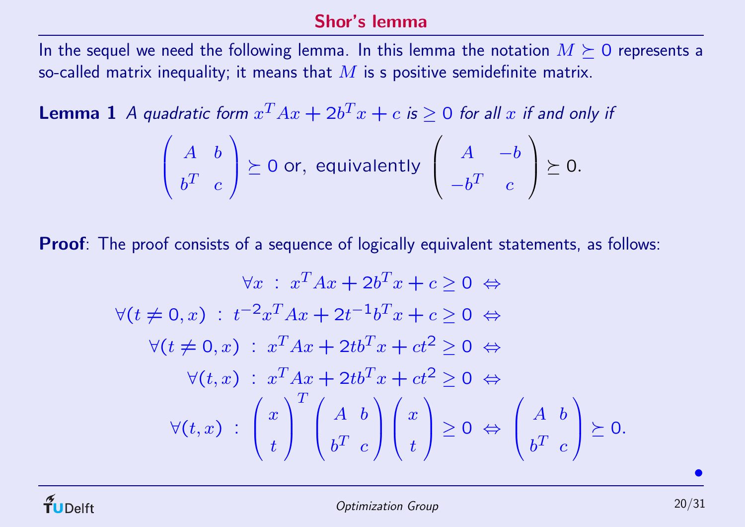## Shor's lemma

In the sequel we need the following lemma. In this lemma the notation $M \succeq 0$ represents a so-called matrix inequality; it means that $M$ is s positive semidefinite matrix.

**Lemma 1** *A quadratic form $x^T Ax + 2b^T x + c$ is $\geq 0$ for all $x$ if and only if*

$$\begin{pmatrix} A & b \\ b^T & c \end{pmatrix} \succeq 0 \text{ or, equivalently } \begin{pmatrix} A & -b \\ -b^T & c \end{pmatrix} \succeq 0.$$

**Proof**: The proof consists of a sequence of logically equivalent statements, as follows:

$$\begin{aligned}
\forall x \;:\; x^T Ax + 2b^T x + c \geq 0 \;&\Leftrightarrow \\
\forall (t \neq 0, x) \;:\; t^{-2} x^T Ax + 2t^{-1} b^T x + c \geq 0 \;&\Leftrightarrow \\
\forall (t \neq 0, x) \;:\; x^T Ax + 2t b^T x + ct^2 \geq 0 \;&\Leftrightarrow \\
\forall (t, x) \;:\; x^T Ax + 2t b^T x + ct^2 \geq 0 \;&\Leftrightarrow \\
\forall (t, x) \;:\; \begin{pmatrix} x \\ t \end{pmatrix}^T \begin{pmatrix} A & b \\ b^T & c \end{pmatrix} \begin{pmatrix} x \\ t \end{pmatrix} \geq 0 \;&\Leftrightarrow \; \begin{pmatrix} A & b \\ b^T & c \end{pmatrix} \succeq 0.
\end{aligned}$$

•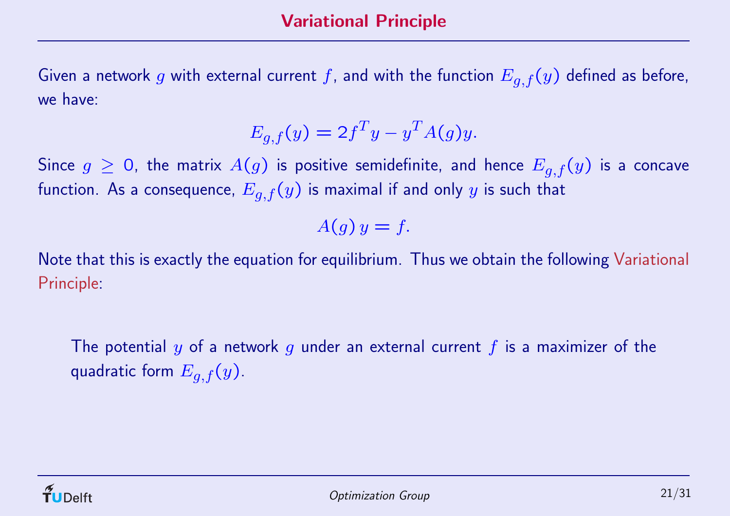# Variational Principle

Given a network $g$ with external current $f$, and with the function $E_{g,f}(y)$ defined as before, we have:

$$E_{g,f}(y) = 2f^T y - y^T A(g) y.$$

Since $g \geq 0$, the matrix $A(g)$ is positive semidefinite, and hence $E_{g,f}(y)$ is a concave function. As a consequence, $E_{g,f}(y)$ is maximal if and only $y$ is such that

$$A(g)\, y = f.$$

Note that this is exactly the equation for equilibrium. Thus we obtain the following Variational Principle:

> The potential $y$ of a network $g$ under an external current $f$ is a maximizer of the quadratic form $E_{g,f}(y)$.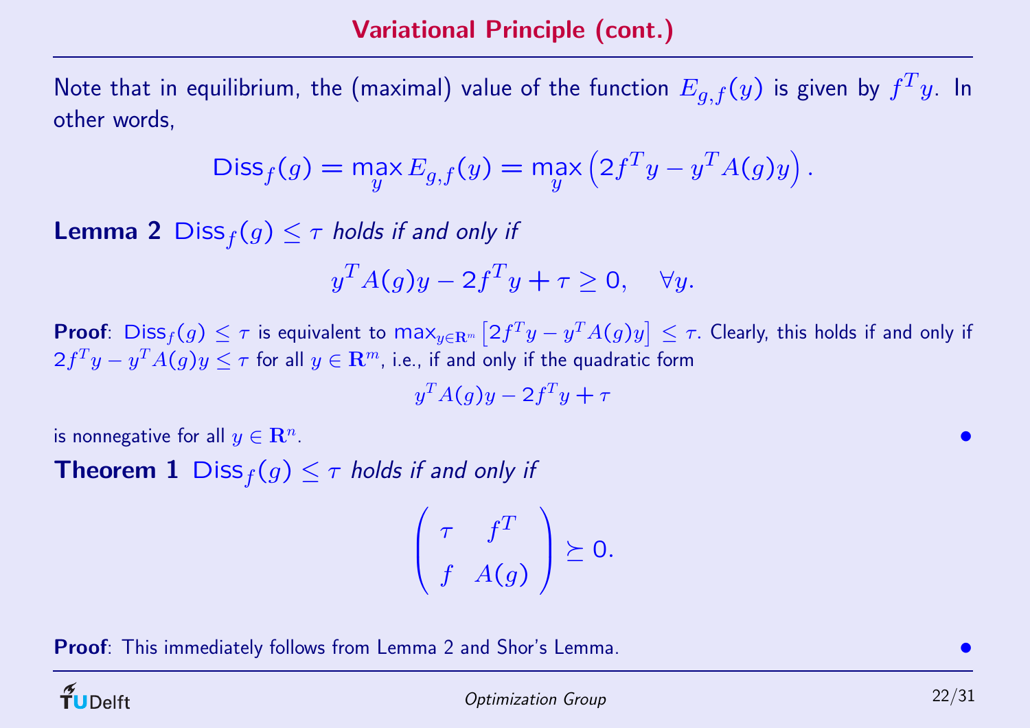## Variational Principle (cont.)

Note that in equilibrium, the (maximal) value of the function $E_{g,f}(y)$ is given by $f^T y$. In other words,

$$\mathsf{Diss}_f(g) = \max_y E_{g,f}(y) = \max_y \left(2f^T y - y^T A(g) y\right).$$

**Lemma 2** *$\mathsf{Diss}_f(g) \leq \tau$ holds if and only if*

$$y^T A(g) y - 2f^T y + \tau \geq 0, \quad \forall y.$$

**Proof**: $\mathsf{Diss}_f(g) \leq \tau$ is equivalent to $\max_{y \in \mathbf{R}^m} \left[2f^T y - y^T A(g) y\right] \leq \tau$. Clearly, this holds if and only if $2f^T y - y^T A(g) y \leq \tau$ for all $y \in \mathbf{R}^m$, i.e., if and only if the quadratic form

$$y^T A(g) y - 2f^T y + \tau$$

is nonnegative for all $y \in \mathbf{R}^n$. •

**Theorem 1** *$\mathsf{Diss}_f(g) \leq \tau$ holds if and only if*

$$\begin{pmatrix} \tau & f^T \\ f & A(g) \end{pmatrix} \succeq 0.$$

**Proof**: This immediately follows from Lemma 2 and Shor's Lemma. •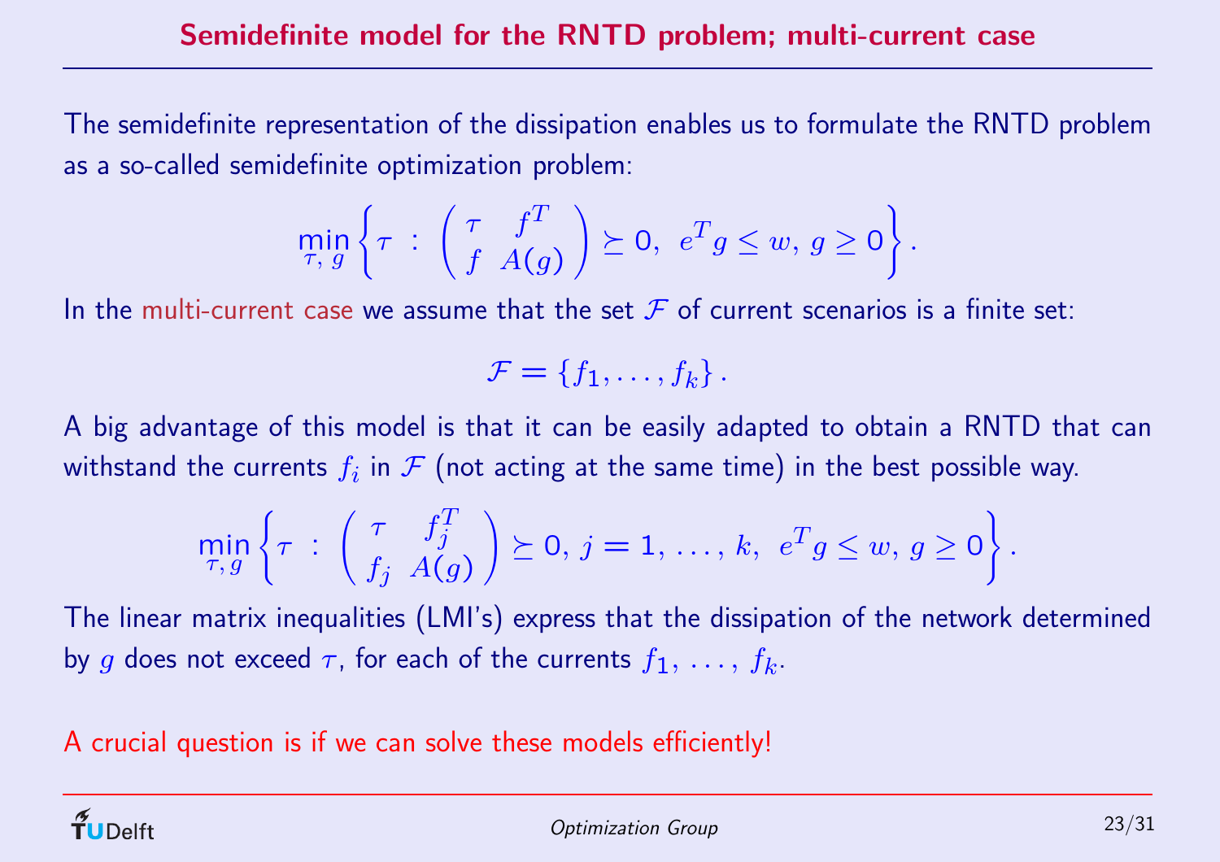# Semidefinite model for the RNTD problem; multi-current case

The semidefinite representation of the dissipation enables us to formulate the RNTD problem as a so-called semidefinite optimization problem:

$$\min_{\tau,\, g} \left\{ \tau \;:\; \begin{pmatrix} \tau & f^T \\ f & A(g) \end{pmatrix} \succeq 0,\; e^T g \leq w,\; g \geq 0 \right\}.$$

In the multi-current case we assume that the set $\mathcal{F}$ of current scenarios is a finite set:

$$\mathcal{F} = \{f_1, \ldots, f_k\}.$$

A big advantage of this model is that it can be easily adapted to obtain a RNTD that can withstand the currents $f_i$ in $\mathcal{F}$ (not acting at the same time) in the best possible way.

$$\min_{\tau,\, g} \left\{ \tau \;:\; \begin{pmatrix} \tau & f_j^T \\ f_j & A(g) \end{pmatrix} \succeq 0,\; j = 1, \ldots, k,\; e^T g \leq w,\; g \geq 0 \right\}.$$

The linear matrix inequalities (LMI's) express that the dissipation of the network determined by $g$ does not exceed $\tau$, for each of the currents $f_1, \ldots, f_k$.

A crucial question is if we can solve these models efficiently!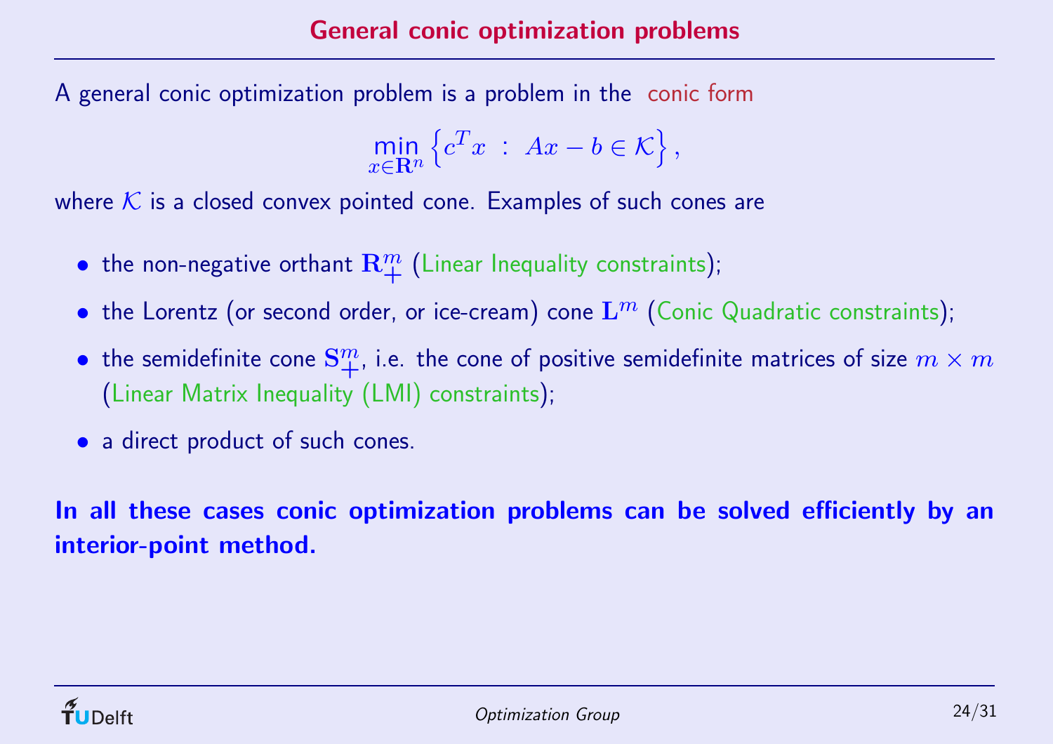# General conic optimization problems

A general conic optimization problem is a problem in the conic form

$$\min_{x \in \mathbf{R}^n} \left\{ c^T x \ : \ Ax - b \in \mathcal{K} \right\},$$

where $\mathcal{K}$ is a closed convex pointed cone. Examples of such cones are

- the non-negative orthant $\mathbf{R}^m_+$ (Linear Inequality constraints);
- the Lorentz (or second order, or ice-cream) cone $\mathbf{L}^m$ (Conic Quadratic constraints);
- the semidefinite cone $\mathbf{S}^m_+$, i.e. the cone of positive semidefinite matrices of size $m \times m$ (Linear Matrix Inequality (LMI) constraints);
- a direct product of such cones.

**In all these cases conic optimization problems can be solved efficiently by an interior-point method.**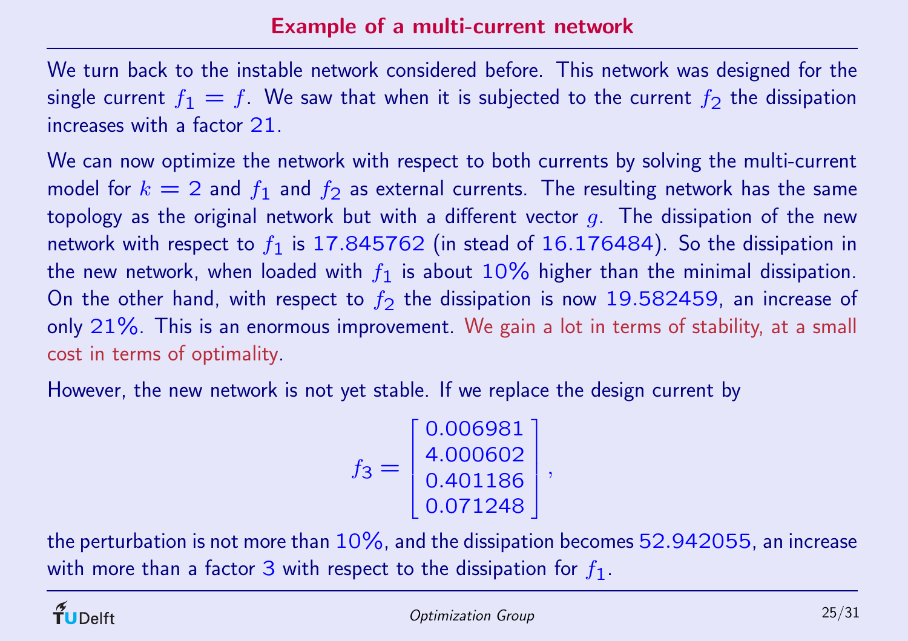# Example of a multi-current network

We turn back to the instable network considered before. This network was designed for the single current $f_1 = f$. We saw that when it is subjected to the current $f_2$ the dissipation increases with a factor 21.

We can now optimize the network with respect to both currents by solving the multi-current model for $k = 2$ and $f_1$ and $f_2$ as external currents. The resulting network has the same topology as the original network but with a different vector $g$. The dissipation of the new network with respect to $f_1$ is 17.845762 (in stead of 16.176484). So the dissipation in the new network, when loaded with $f_1$ is about 10% higher than the minimal dissipation. On the other hand, with respect to $f_2$ the dissipation is now 19.582459, an increase of only 21%. This is an enormous improvement. We gain a lot in terms of stability, at a small cost in terms of optimality.

However, the new network is not yet stable. If we replace the design current by

$$f_3 = \begin{bmatrix} 0.006981 \\ 4.000602 \\ 0.401186 \\ 0.071248 \end{bmatrix},$$

the perturbation is not more than 10%, and the dissipation becomes 52.942055, an increase with more than a factor 3 with respect to the dissipation for $f_1$.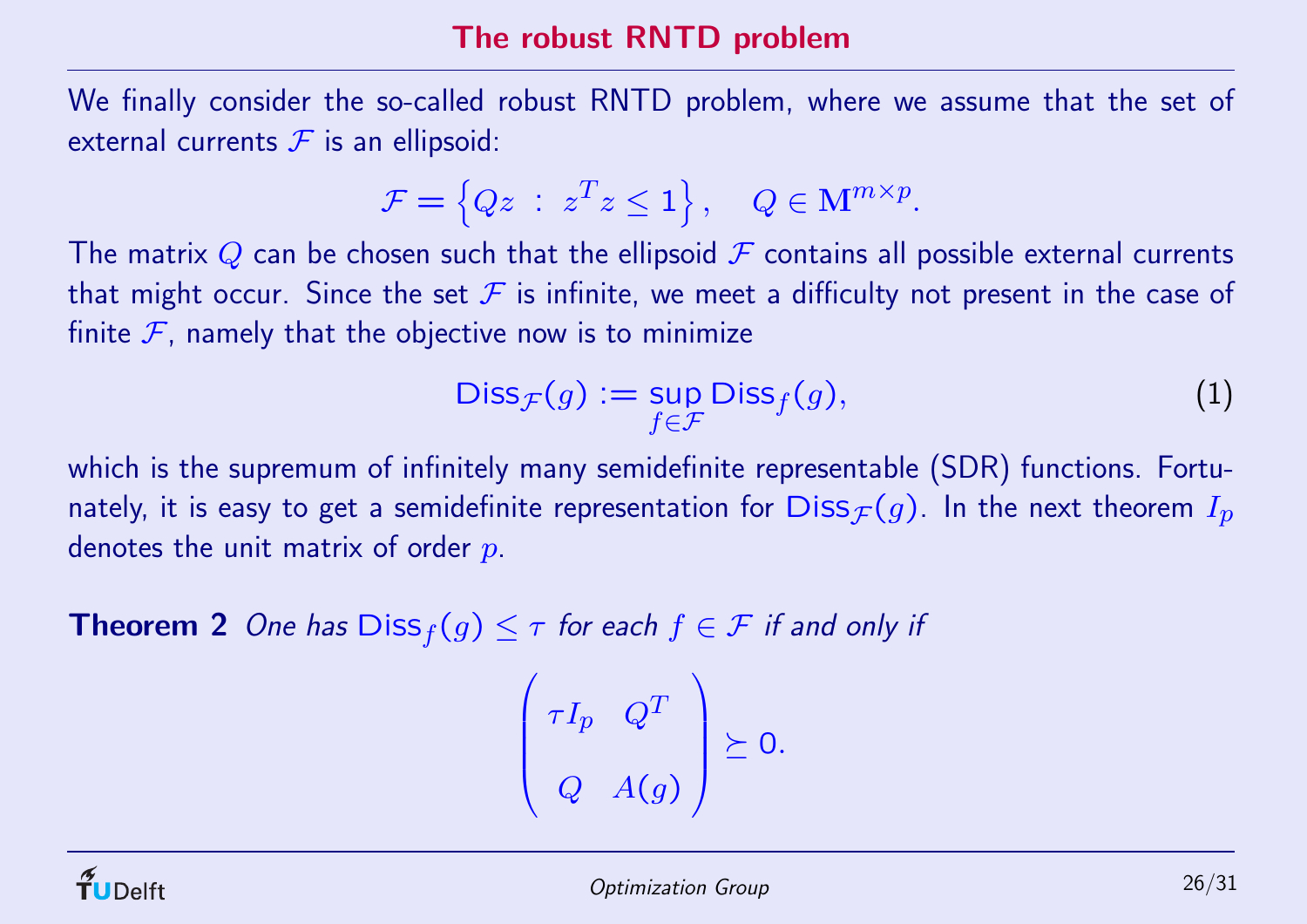# The robust RNTD problem

We finally consider the so-called robust RNTD problem, where we assume that the set of external currents $\mathcal{F}$ is an ellipsoid:

$$\mathcal{F} = \left\{ Qz \;:\; z^T z \leq 1 \right\}, \quad Q \in \mathbf{M}^{m \times p}.$$

The matrix $Q$ can be chosen such that the ellipsoid $\mathcal{F}$ contains all possible external currents that might occur. Since the set $\mathcal{F}$ is infinite, we meet a difficulty not present in the case of finite $\mathcal{F}$, namely that the objective now is to minimize

$$\mathsf{Diss}_{\mathcal{F}}(g) := \sup_{f \in \mathcal{F}} \mathsf{Diss}_f(g), \tag{1}$$

which is the supremum of infinitely many semidefinite representable (SDR) functions. Fortunately, it is easy to get a semidefinite representation for $\mathsf{Diss}_{\mathcal{F}}(g)$. In the next theorem $I_p$ denotes the unit matrix of order $p$.

**Theorem 2** *One has $\mathsf{Diss}_f(g) \leq \tau$ for each $f \in \mathcal{F}$ if and only if*

$$\begin{pmatrix} \tau I_p & Q^T \\ Q & A(g) \end{pmatrix} \succeq 0.$$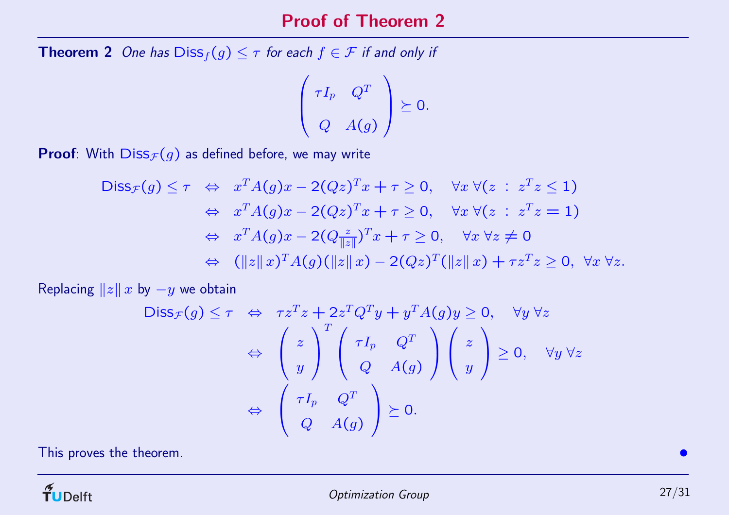# Proof of Theorem 2

**Theorem 2** *One has* $\mathsf{Diss}_f(g) \leq \tau$ *for each* $f \in \mathcal{F}$ *if and only if*

$$\begin{pmatrix} \tau I_p & Q^T \\ Q & A(g) \end{pmatrix} \succeq 0.$$

**Proof**: With $\mathsf{Diss}_{\mathcal{F}}(g)$ as defined before, we may write

$$\begin{aligned}
\mathsf{Diss}_{\mathcal{F}}(g) \leq \tau \quad &\Leftrightarrow \quad x^T A(g) x - 2(Qz)^T x + \tau \geq 0, \quad \forall x \; \forall (z \;:\; z^T z \leq 1) \\
&\Leftrightarrow \quad x^T A(g) x - 2(Qz)^T x + \tau \geq 0, \quad \forall x \; \forall (z \;:\; z^T z = 1) \\
&\Leftrightarrow \quad x^T A(g) x - 2(Q\tfrac{z}{\|z\|})^T x + \tau \geq 0, \quad \forall x \; \forall z \neq 0 \\
&\Leftrightarrow \quad (\|z\|\, x)^T A(g) (\|z\|\, x) - 2(Qz)^T (\|z\|\, x) + \tau z^T z \geq 0, \; \forall x \; \forall z.
\end{aligned}$$

Replacing $\|z\|\, x$ by $-y$ we obtain

$$\begin{aligned}
\mathsf{Diss}_{\mathcal{F}}(g) \leq \tau \quad &\Leftrightarrow \quad \tau z^T z + 2 z^T Q^T y + y^T A(g) y \geq 0, \quad \forall y \; \forall z \\
&\Leftrightarrow \quad \begin{pmatrix} z \\ y \end{pmatrix}^T \begin{pmatrix} \tau I_p & Q^T \\ Q & A(g) \end{pmatrix} \begin{pmatrix} z \\ y \end{pmatrix} \geq 0, \quad \forall y \; \forall z \\
&\Leftrightarrow \quad \begin{pmatrix} \tau I_p & Q^T \\ Q & A(g) \end{pmatrix} \succeq 0.
\end{aligned}$$

This proves the theorem. •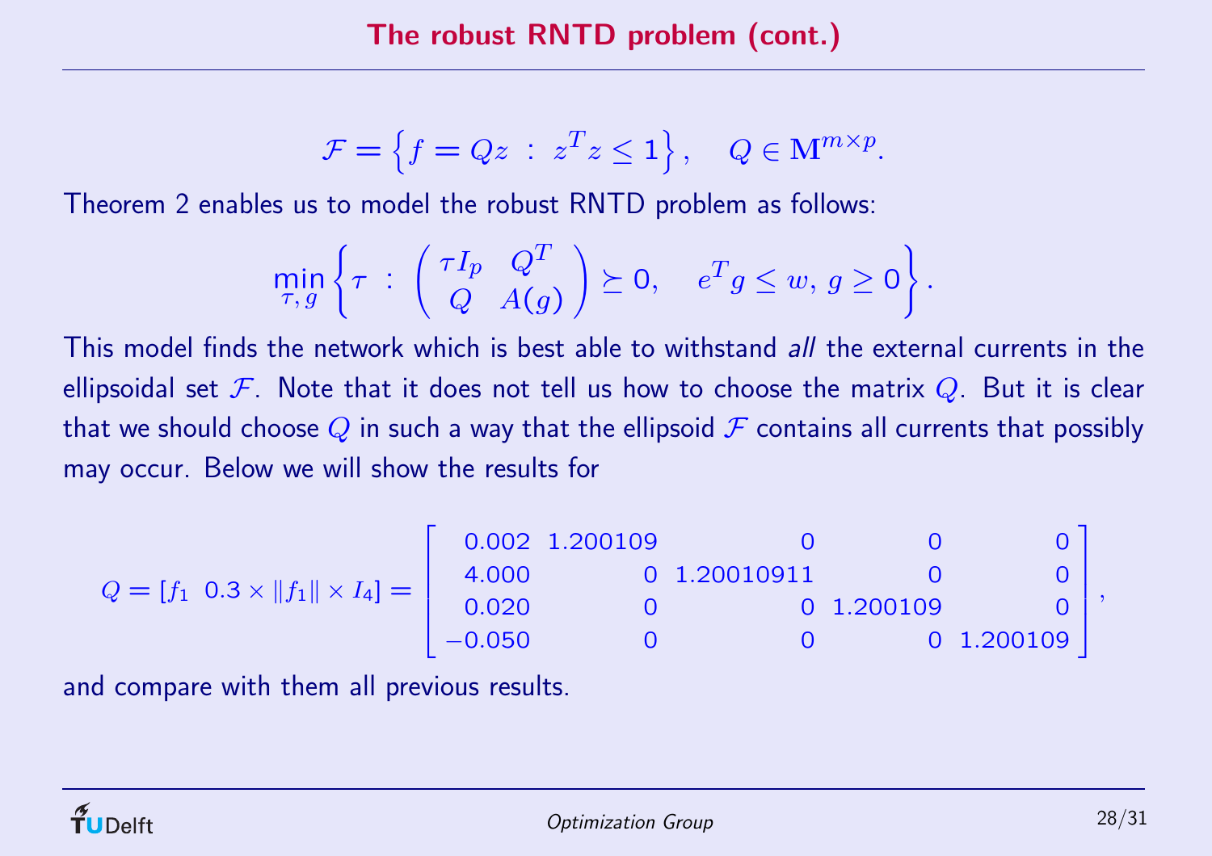## The robust RNTD problem (cont.)

$$\mathcal{F} = \left\{ f = Qz \; : \; z^T z \leq 1 \right\}, \quad Q \in \mathbf{M}^{m \times p}.$$

Theorem 2 enables us to model the robust RNTD problem as follows:

$$\min_{\tau,\, g} \left\{ \tau \; : \; \begin{pmatrix} \tau I_p & Q^T \\ Q & A(g) \end{pmatrix} \succeq 0, \quad e^T g \leq w, \; g \geq 0 \right\}.$$

This model finds the network which is best able to withstand *all* the external currents in the ellipsoidal set $\mathcal{F}$. Note that it does not tell us how to choose the matrix $Q$. But it is clear that we should choose $Q$ in such a way that the ellipsoid $\mathcal{F}$ contains all currents that possibly may occur. Below we will show the results for

$$Q = [f_1 \;\; 0.3 \times \|f_1\| \times I_4] = \begin{bmatrix} 0.002 & 1.200109 & 0 & 0 & 0 \\ 4.000 & 0 & 1.20010911 & 0 & 0 \\ 0.020 & 0 & 0 & 1.200109 & 0 \\ -0.050 & 0 & 0 & 0 & 1.200109 \end{bmatrix},$$

and compare with them all previous results.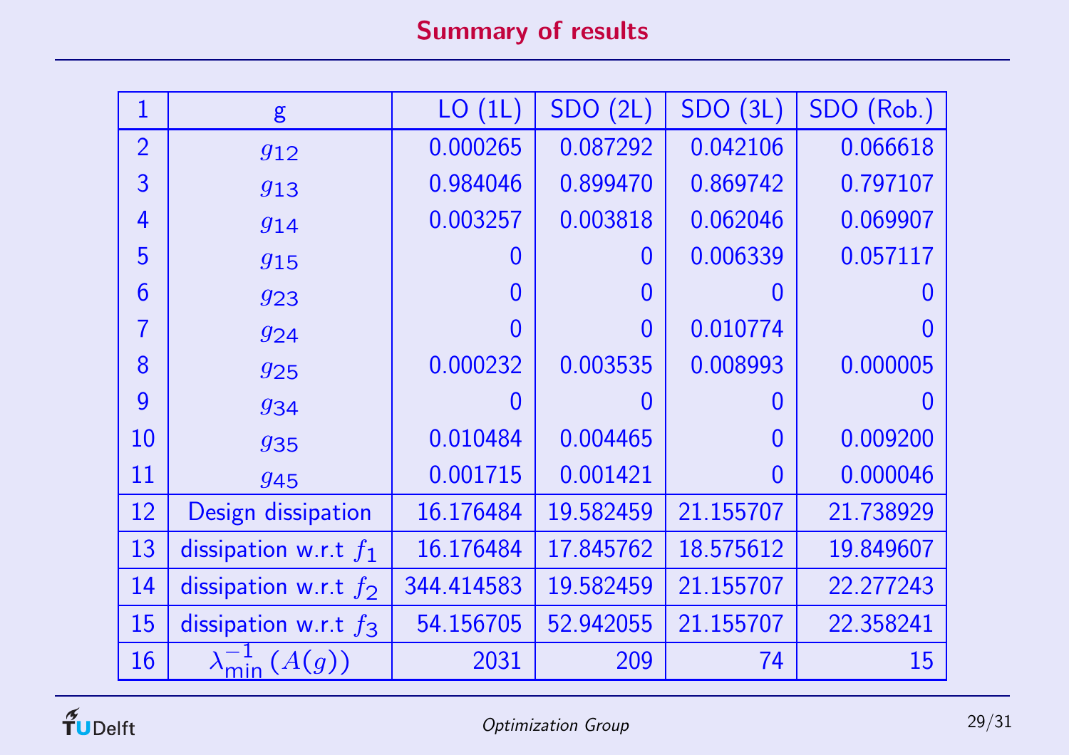# Summary of results

| 1 | g | LO (1L) | SDO (2L) | SDO (3L) | SDO (Rob.) |
|---|---|---|---|---|---|
| 2 | $g_{12}$ | 0.000265 | 0.087292 | 0.042106 | 0.066618 |
| 3 | $g_{13}$ | 0.984046 | 0.899470 | 0.869742 | 0.797107 |
| 4 | $g_{14}$ | 0.003257 | 0.003818 | 0.062046 | 0.069907 |
| 5 | $g_{15}$ | 0 | 0 | 0.006339 | 0.057117 |
| 6 | $g_{23}$ | 0 | 0 | 0 | 0 |
| 7 | $g_{24}$ | 0 | 0 | 0.010774 | 0 |
| 8 | $g_{25}$ | 0.000232 | 0.003535 | 0.008993 | 0.000005 |
| 9 | $g_{34}$ | 0 | 0 | 0 | 0 |
| 10 | $g_{35}$ | 0.010484 | 0.004465 | 0 | 0.009200 |
| 11 | $g_{45}$ | 0.001715 | 0.001421 | 0 | 0.000046 |
| 12 | Design dissipation | 16.176484 | 19.582459 | 21.155707 | 21.738929 |
| 13 | dissipation w.r.t $f_1$ | 16.176484 | 17.845762 | 18.575612 | 19.849607 |
| 14 | dissipation w.r.t $f_2$ | 344.414583 | 19.582459 | 21.155707 | 22.277243 |
| 15 | dissipation w.r.t $f_3$ | 54.156705 | 52.942055 | 21.155707 | 22.358241 |
| 16 | $\lambda_{\min}^{-1}(A(g))$ | 2031 | 209 | 74 | 15 |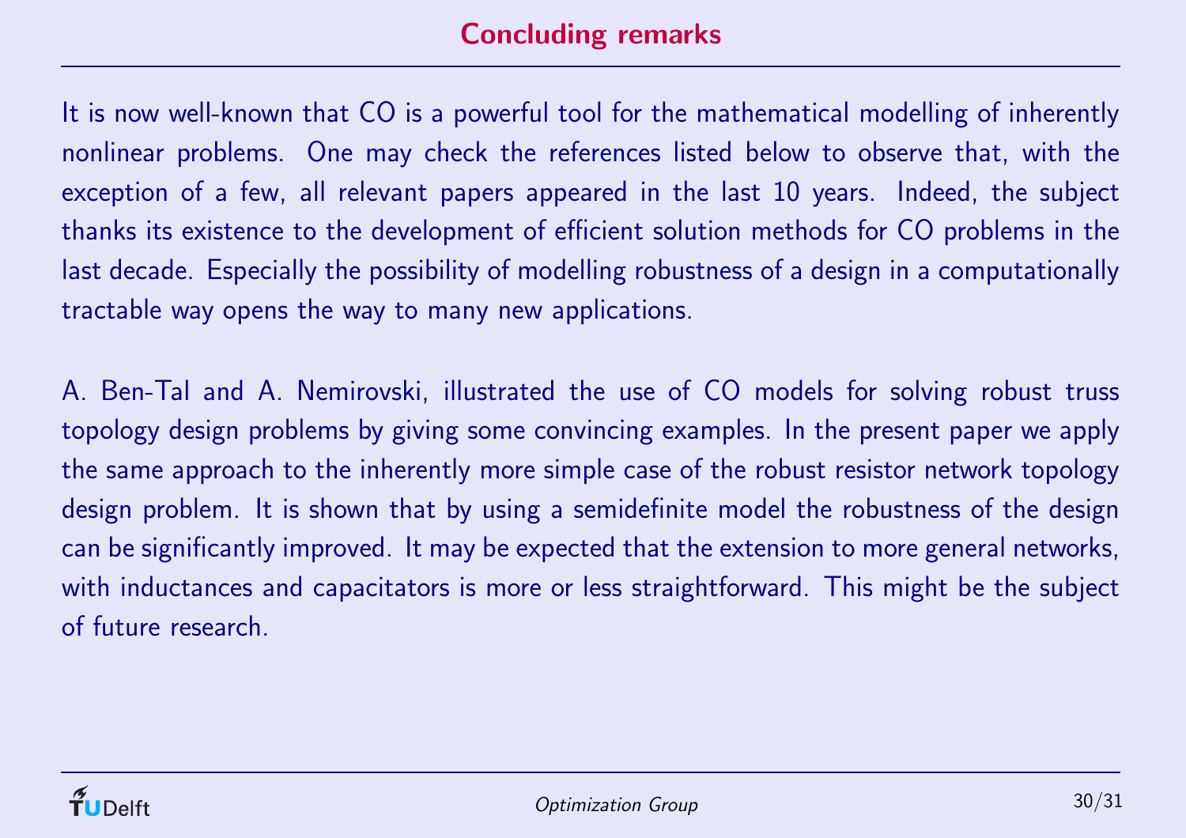# Concluding remarks

It is now well-known that CO is a powerful tool for the mathematical modelling of inherently nonlinear problems. One may check the references listed below to observe that, with the exception of a few, all relevant papers appeared in the last 10 years. Indeed, the subject thanks its existence to the development of efficient solution methods for CO problems in the last decade. Especially the possibility of modelling robustness of a design in a computationally tractable way opens the way to many new applications.

A. Ben-Tal and A. Nemirovski, illustrated the use of CO models for solving robust truss topology design problems by giving some convincing examples. In the present paper we apply the same approach to the inherently more simple case of the robust resistor network topology design problem. It is shown that by using a semidefinite model the robustness of the design can be significantly improved. It may be expected that the extension to more general networks, with inductances and capacitators is more or less straightforward. This might be the subject of future research.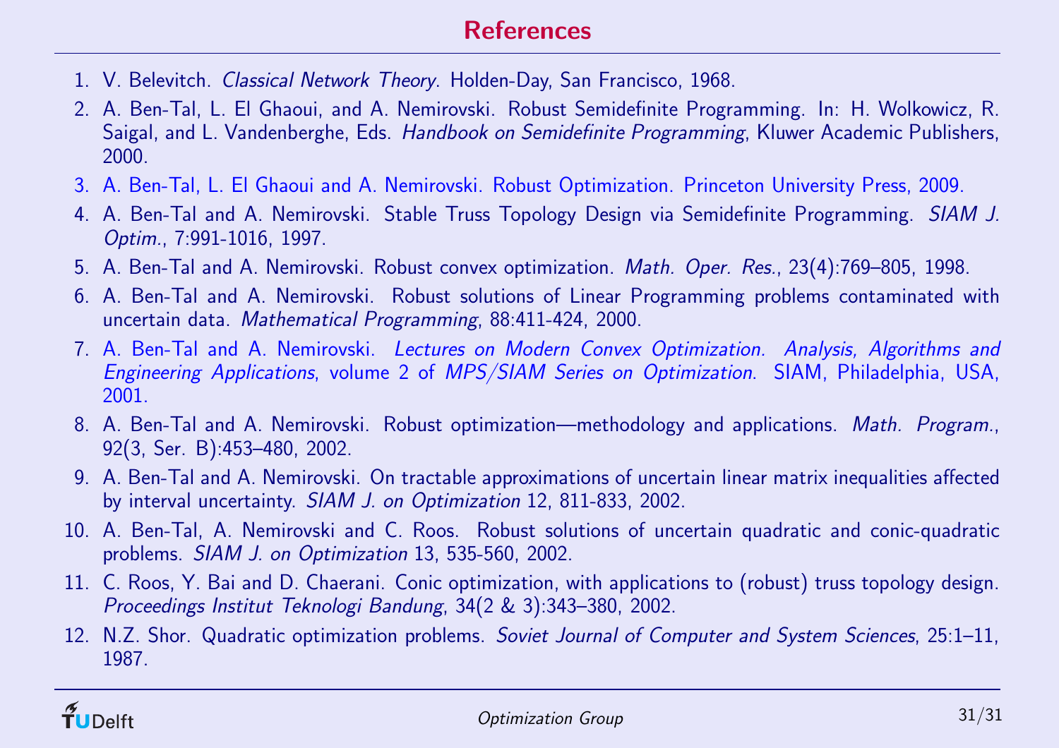# References

1. V. Belevitch. *Classical Network Theory*. Holden-Day, San Francisco, 1968.
2. A. Ben-Tal, L. El Ghaoui, and A. Nemirovski. Robust Semidefinite Programming. In: H. Wolkowicz, R. Saigal, and L. Vandenberghe, Eds. *Handbook on Semidefinite Programming*, Kluwer Academic Publishers, 2000.
3. A. Ben-Tal, L. El Ghaoui and A. Nemirovski. Robust Optimization. Princeton University Press, 2009.
4. A. Ben-Tal and A. Nemirovski. Stable Truss Topology Design via Semidefinite Programming. *SIAM J. Optim.*, 7:991-1016, 1997.
5. A. Ben-Tal and A. Nemirovski. Robust convex optimization. *Math. Oper. Res.*, 23(4):769–805, 1998.
6. A. Ben-Tal and A. Nemirovski. Robust solutions of Linear Programming problems contaminated with uncertain data. *Mathematical Programming*, 88:411-424, 2000.
7. A. Ben-Tal and A. Nemirovski. *Lectures on Modern Convex Optimization. Analysis, Algorithms and Engineering Applications*, volume 2 of *MPS/SIAM Series on Optimization*. SIAM, Philadelphia, USA, 2001.
8. A. Ben-Tal and A. Nemirovski. Robust optimization—methodology and applications. *Math. Program.*, 92(3, Ser. B):453–480, 2002.
9. A. Ben-Tal and A. Nemirovski. On tractable approximations of uncertain linear matrix inequalities affected by interval uncertainty. *SIAM J. on Optimization* 12, 811-833, 2002.
10. A. Ben-Tal, A. Nemirovski and C. Roos. Robust solutions of uncertain quadratic and conic-quadratic problems. *SIAM J. on Optimization* 13, 535-560, 2002.
11. C. Roos, Y. Bai and D. Chaerani. Conic optimization, with applications to (robust) truss topology design. *Proceedings Institut Teknologi Bandung*, 34(2 & 3):343–380, 2002.
12. N.Z. Shor. Quadratic optimization problems. *Soviet Journal of Computer and System Sciences*, 25:1–11, 1987.